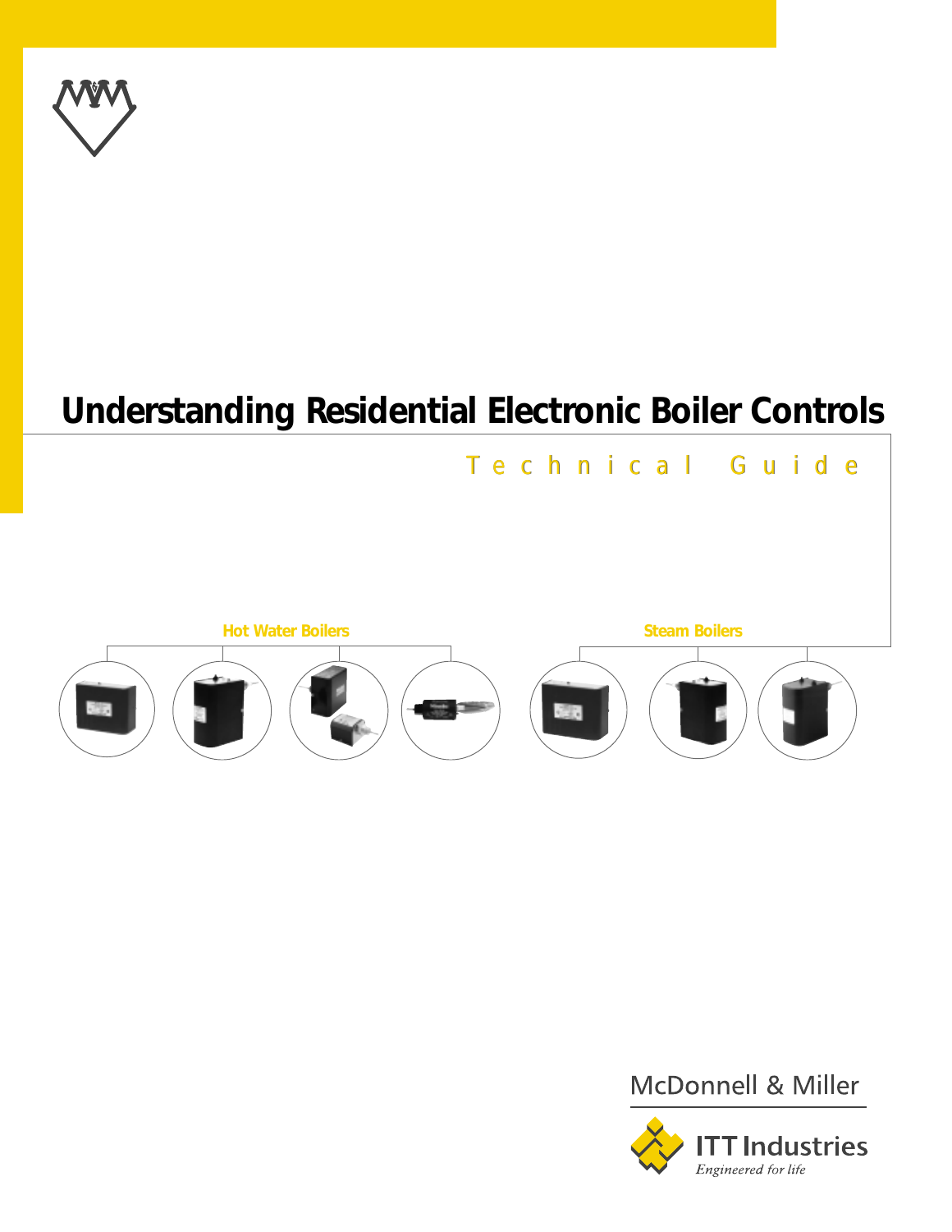# Understanding Residential Electronic Boiler Controls

Technical Guide

Hot Water Boilers

Steam Boilers

McDonnell & Miller

ITT Industries

*Engineered for life*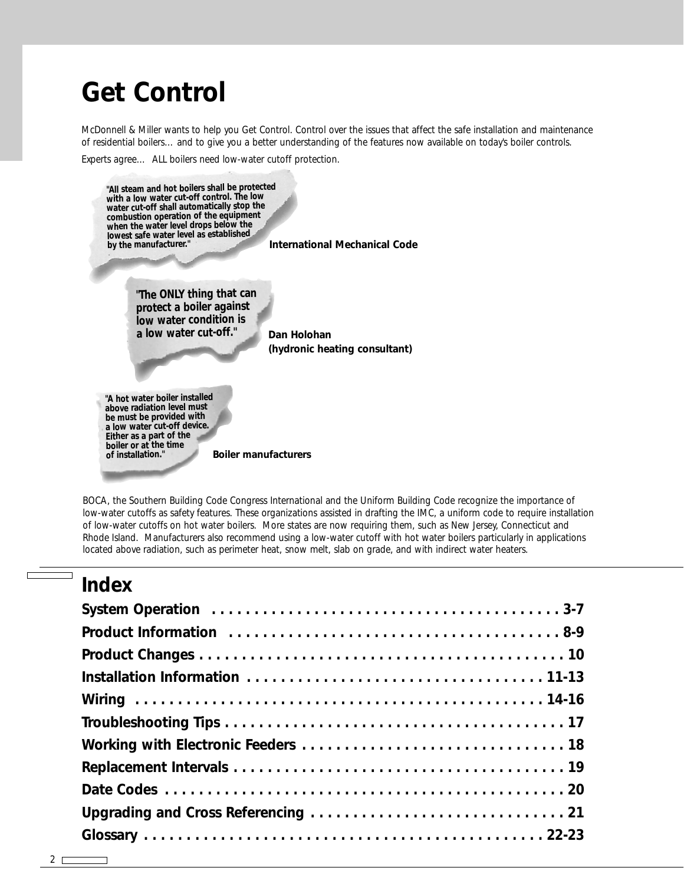# Get Control

McDonnell & Miller wants to help you Get Control. Control over the issues that affect the safe installation and maintenance of residential boilers... and to give you a better understanding of the features now available on today's boiler controls.

Experts agree... ALL boilers need low-water cutoff protection.

> "All steam and hot boilers shall be protected with a low water cut-off control. The low water cut-off shall automatically stop the combustion operation of the equipment when the water level drops below the lowest safe water level as established by the manufacturer."

**International Mechanical Code**

> "The ONLY thing that can protect a boiler against low water condition is a low water cut-off."

**Dan Holohan (hydronic heating consultant)**

> "A hot water boiler installed above radiation level must be must be provided with a low water cut-off device. Either as a part of the boiler or at the time of installation."

**Boiler manufacturers**

BOCA, the Southern Building Code Congress International and the Uniform Building Code recognize the importance of low-water cutoffs as safety features. These organizations assisted in drafting the IMC, a uniform code to require installation of low-water cutoffs on hot water boilers. More states are now requiring them, such as New Jersey, Connecticut and Rhode Island. Manufacturers also recommend using a low-water cutoff with hot water boilers particularly in applications located above radiation, such as perimeter heat, snow melt, slab on grade, and with indirect water heaters.

# Index

| | |
|---|---|
| **System Operation** | **3-7** |
| **Product Information** | **8-9** |
| **Product Changes** | **10** |
| **Installation Information** | **11-13** |
| **Wiring** | **14-16** |
| **Troubleshooting Tips** | **17** |
| **Working with Electronic Feeders** | **18** |
| **Replacement Intervals** | **19** |
| **Date Codes** | **20** |
| **Upgrading and Cross Referencing** | **21** |
| **Glossary** | **22-23** |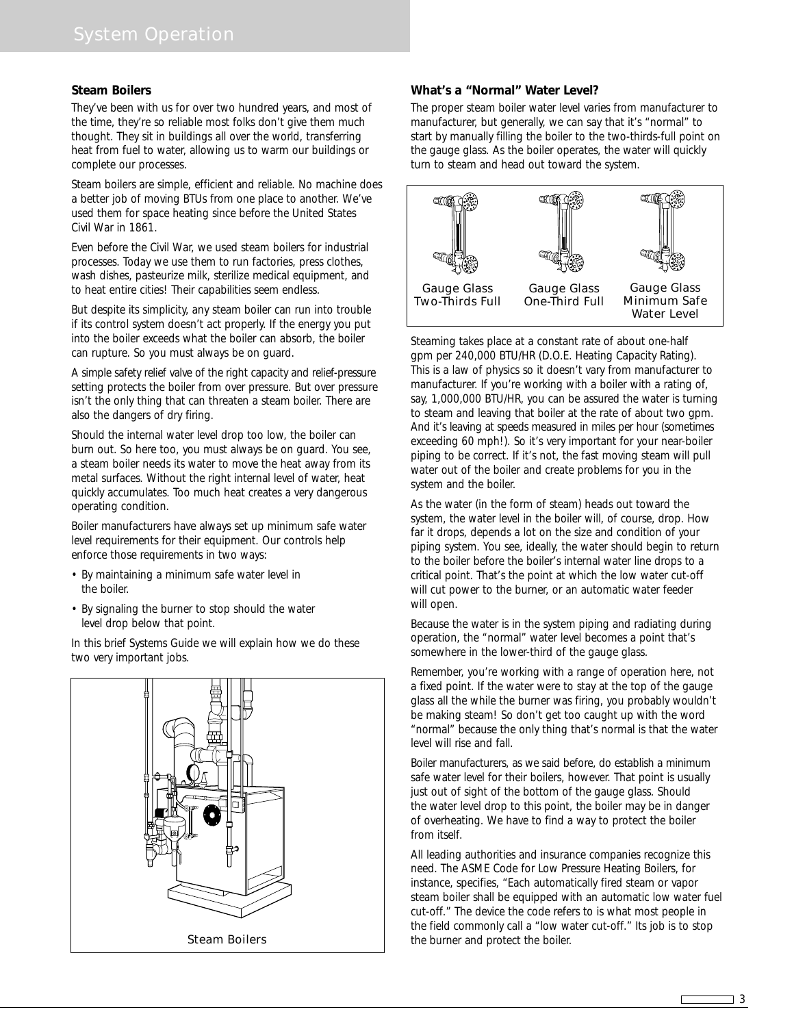# System Operation

## Steam Boilers

They've been with us for over two hundred years, and most of the time, they're so reliable most folks don't give them much thought. They sit in buildings all over the world, transferring heat from fuel to water, allowing us to warm our buildings or complete our processes.

Steam boilers are simple, efficient and reliable. No machine does a better job of moving BTUs from one place to another. We've used them for space heating since before the United States Civil War in 1861.

Even before the Civil War, we used steam boilers for industrial processes. Today we use them to run factories, press clothes, wash dishes, pasteurize milk, sterilize medical equipment, and to heat entire cities! Their capabilities seem endless.

But despite its simplicity, any steam boiler can run into trouble if its control system doesn't act properly. If the energy you put into the boiler exceeds what the boiler can absorb, the boiler can rupture. So you must always be on guard.

A simple safety relief valve of the right capacity and relief-pressure setting protects the boiler from over pressure. But over pressure isn't the only thing that can threaten a steam boiler. There are also the dangers of dry firing.

Should the internal water level drop too low, the boiler can burn out. So here too, you must always be on guard. You see, a steam boiler needs its water to move the heat away from its metal surfaces. Without the right internal level of water, heat quickly accumulates. Too much heat creates a very dangerous operating condition.

Boiler manufacturers have always set up minimum safe water level requirements for their equipment. Our controls help enforce those requirements in two ways:

- By maintaining a minimum safe water level in the boiler.
- By signaling the burner to stop should the water level drop below that point.

In this brief Systems Guide we will explain how we do these two very important jobs.

Steam Boilers

## What's a "Normal" Water Level?

The proper steam boiler water level varies from manufacturer to manufacturer, but generally, we can say that it's "normal" to start by manually filling the boiler to the two-thirds-full point on the gauge glass. As the boiler operates, the water will quickly turn to steam and head out toward the system.

Gauge Glass Two-Thirds Full | Gauge Glass One-Third Full | Gauge Glass Minimum Safe Water Level

Steaming takes place at a constant rate of about one-half gpm per 240,000 BTU/HR (D.O.E. Heating Capacity Rating). This is a law of physics so it doesn't vary from manufacturer to manufacturer. If you're working with a boiler with a rating of, say, 1,000,000 BTU/HR, you can be assured the water is turning to steam and leaving that boiler at the rate of about two gpm. And it's leaving at speeds measured in miles per hour (sometimes exceeding 60 mph!). So it's very important for your near-boiler piping to be correct. If it's not, the fast moving steam will pull water out of the boiler and create problems for you in the system and the boiler.

As the water (in the form of steam) heads out toward the system, the water level in the boiler will, of course, drop. How far it drops, depends a lot on the size and condition of your piping system. You see, ideally, the water should begin to return to the boiler before the boiler's internal water line drops to a critical point. That's the point at which the low water cut-off will cut power to the burner, or an automatic water feeder will open.

Because the water is in the system piping and radiating during operation, the "normal" water level becomes a point that's somewhere in the lower-third of the gauge glass.

Remember, you're working with a range of operation here, not a fixed point. If the water were to stay at the top of the gauge glass all the while the burner was firing, you probably wouldn't be making steam! So don't get too caught up with the word "normal" because the only thing that's normal is that the water level will rise and fall.

Boiler manufacturers, as we said before, do establish a minimum safe water level for their boilers, however. That point is usually just out of sight of the bottom of the gauge glass. Should the water level drop to this point, the boiler may be in danger of overheating. We have to find a way to protect the boiler from itself.

All leading authorities and insurance companies recognize this need. The ASME Code for Low Pressure Heating Boilers, for instance, specifies, "Each automatically fired steam or vapor steam boiler shall be equipped with an automatic low water fuel cut-off." The device the code refers to is what most people in the field commonly call a "low water cut-off." Its job is to stop the burner and protect the boiler.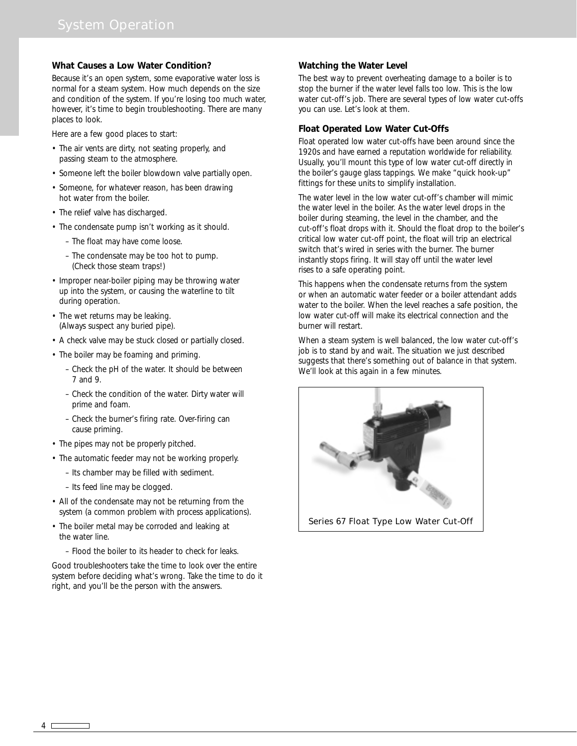## What Causes a Low Water Condition?

Because it's an open system, some evaporative water loss is normal for a steam system. How much depends on the size and condition of the system. If you're losing too much water, however, it's time to begin troubleshooting. There are many places to look.

Here are a few good places to start:

- The air vents are dirty, not seating properly, and passing steam to the atmosphere.
- Someone left the boiler blowdown valve partially open.
- Someone, for whatever reason, has been drawing hot water from the boiler.
- The relief valve has discharged.
- The condensate pump isn't working as it should.
  - The float may have come loose.
  - The condensate may be too hot to pump. (Check those steam traps!)
- Improper near-boiler piping may be throwing water up into the system, or causing the waterline to tilt during operation.
- The wet returns may be leaking. (Always suspect any buried pipe).
- A check valve may be stuck closed or partially closed.
- The boiler may be foaming and priming.
  - Check the pH of the water. It should be between 7 and 9.
  - Check the condition of the water. Dirty water will prime and foam.
  - Check the burner's firing rate. Over-firing can cause priming.
- The pipes may not be properly pitched.
- The automatic feeder may not be working properly.
  - Its chamber may be filled with sediment.
  - Its feed line may be clogged.
- All of the condensate may not be returning from the system (a common problem with process applications).
- The boiler metal may be corroded and leaking at the water line.
  - Flood the boiler to its header to check for leaks.

Good troubleshooters take the time to look over the entire system before deciding what's wrong. Take the time to do it right, and you'll be the person with the answers.

## Watching the Water Level

The best way to prevent overheating damage to a boiler is to stop the burner if the water level falls too low. This is the low water cut-off's job. There are several types of low water cut-offs you can use. Let's look at them.

## Float Operated Low Water Cut-Offs

Float operated low water cut-offs have been around since the 1920s and have earned a reputation worldwide for reliability. Usually, you'll mount this type of low water cut-off directly in the boiler's gauge glass tappings. We make "quick hook-up" fittings for these units to simplify installation.

The water level in the low water cut-off's chamber will mimic the water level in the boiler. As the water level drops in the boiler during steaming, the level in the chamber, and the cut-off's float drops with it. Should the float drop to the boiler's critical low water cut-off point, the float will trip an electrical switch that's wired in series with the burner. The burner instantly stops firing. It will stay off until the water level rises to a safe operating point.

This happens when the condensate returns from the system or when an automatic water feeder or a boiler attendant adds water to the boiler. When the level reaches a safe position, the low water cut-off will make its electrical connection and the burner will restart.

When a steam system is well balanced, the low water cut-off's job is to stand by and wait. The situation we just described suggests that there's something out of balance in that system. We'll look at this again in a few minutes.

Series 67 Float Type Low Water Cut-Off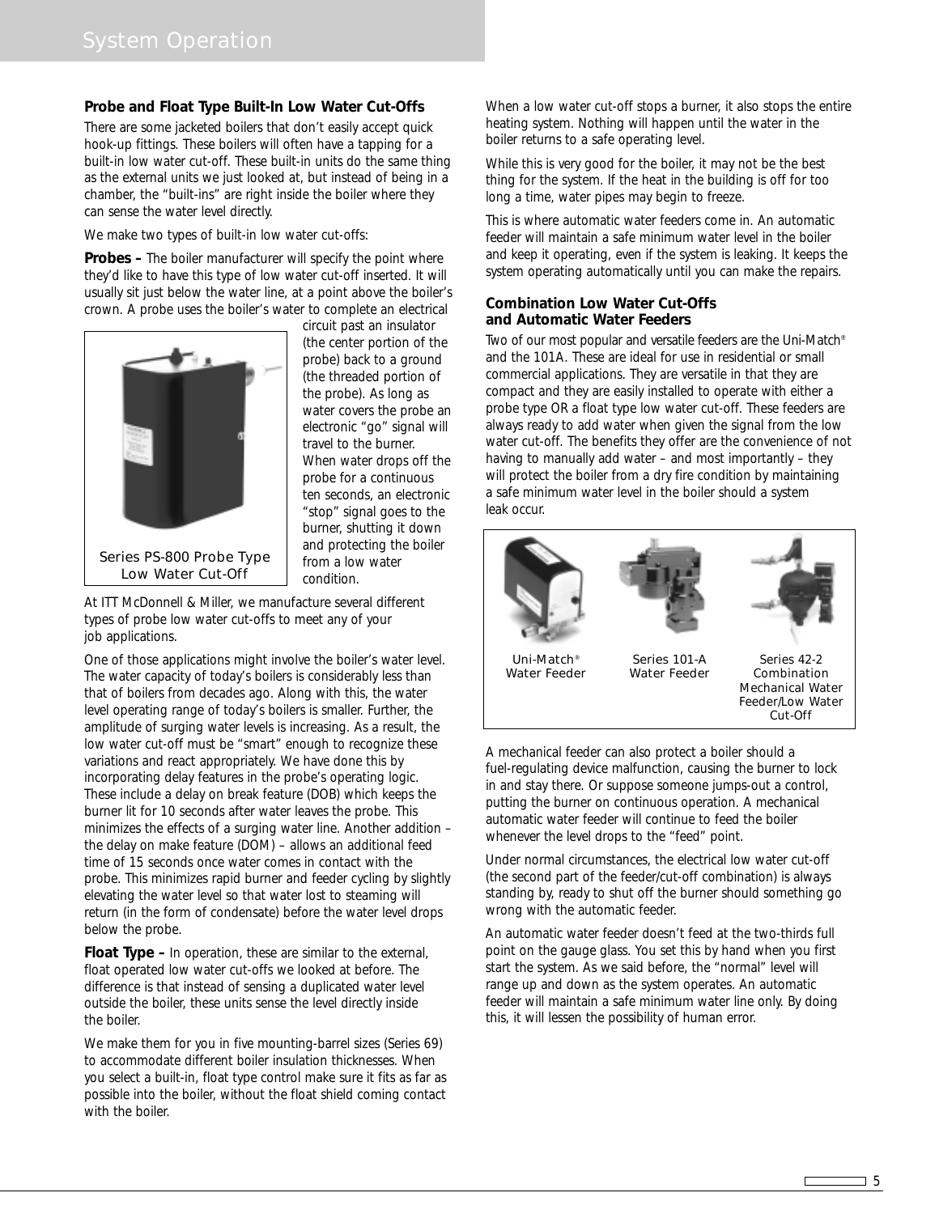## System Operation

### Probe and Float Type Built-In Low Water Cut-Offs

There are some jacketed boilers that don't easily accept quick hook-up fittings. These boilers will often have a tapping for a built-in low water cut-off. These built-in units do the same thing as the external units we just looked at, but instead of being in a chamber, the "built-ins" are right inside the boiler where they can sense the water level directly.

We make two types of built-in low water cut-offs:

**Probes –** The boiler manufacturer will specify the point where they'd like to have this type of low water cut-off inserted. It will usually sit just below the water line, at a point above the boiler's crown. A probe uses the boiler's water to complete an electrical circuit past an insulator (the center portion of the probe) back to a ground (the threaded portion of the probe). As long as water covers the probe an electronic "go" signal will travel to the burner. When water drops off the probe for a continuous ten seconds, an electronic "stop" signal goes to the burner, shutting it down and protecting the boiler from a low water condition.

Series PS-800 Probe Type Low Water Cut-Off

At ITT McDonnell & Miller, we manufacture several different types of probe low water cut-offs to meet any of your job applications.

One of those applications might involve the boiler's water level. The water capacity of today's boilers is considerably less than that of boilers from decades ago. Along with this, the water level operating range of today's boilers is smaller. Further, the amplitude of surging water levels is increasing. As a result, the low water cut-off must be "smart" enough to recognize these variations and react appropriately. We have done this by incorporating delay features in the probe's operating logic. These include a delay on break feature (DOB) which keeps the burner lit for 10 seconds after water leaves the probe. This minimizes the effects of a surging water line. Another addition – the delay on make feature (DOM) – allows an additional feed time of 15 seconds once water comes in contact with the probe. This minimizes rapid burner and feeder cycling by slightly elevating the water level so that water lost to steaming will return (in the form of condensate) before the water level drops below the probe.

**Float Type –** In operation, these are similar to the external, float operated low water cut-offs we looked at before. The difference is that instead of sensing a duplicated water level outside the boiler, these units sense the level directly inside the boiler.

We make them for you in five mounting-barrel sizes (Series 69) to accommodate different boiler insulation thicknesses. When you select a built-in, float type control make sure it fits as far as possible into the boiler, without the float shield coming contact with the boiler.

When a low water cut-off stops a burner, it also stops the entire heating system. Nothing will happen until the water in the boiler returns to a safe operating level.

While this is very good for the boiler, it may not be the best thing for the system. If the heat in the building is off for too long a time, water pipes may begin to freeze.

This is where automatic water feeders come in. An automatic feeder will maintain a safe minimum water level in the boiler and keep it operating, even if the system is leaking. It keeps the system operating automatically until you can make the repairs.

### Combination Low Water Cut-Offs and Automatic Water Feeders

Two of our most popular and versatile feeders are the Uni-Match® and the 101A. These are ideal for use in residential or small commercial applications. They are versatile in that they are compact and they are easily installed to operate with either a probe type OR a float type low water cut-off. These feeders are always ready to add water when given the signal from the low water cut-off. The benefits they offer are the convenience of not having to manually add water – and most importantly – they will protect the boiler from a dry fire condition by maintaining a safe minimum water level in the boiler should a system leak occur.

Uni-Match® Water Feeder

Series 101-A Water Feeder

Series 42-2 Combination Mechanical Water Feeder/Low Water Cut-Off

A mechanical feeder can also protect a boiler should a fuel-regulating device malfunction, causing the burner to lock in and stay there. Or suppose someone jumps-out a control, putting the burner on continuous operation. A mechanical automatic water feeder will continue to feed the boiler whenever the level drops to the "feed" point.

Under normal circumstances, the electrical low water cut-off (the second part of the feeder/cut-off combination) is always standing by, ready to shut off the burner should something go wrong with the automatic feeder.

An automatic water feeder doesn't feed at the two-thirds full point on the gauge glass. You set this by hand when you first start the system. As we said before, the "normal" level will range up and down as the system operates. An automatic feeder will maintain a safe minimum water line only. By doing this, it will lessen the possibility of human error.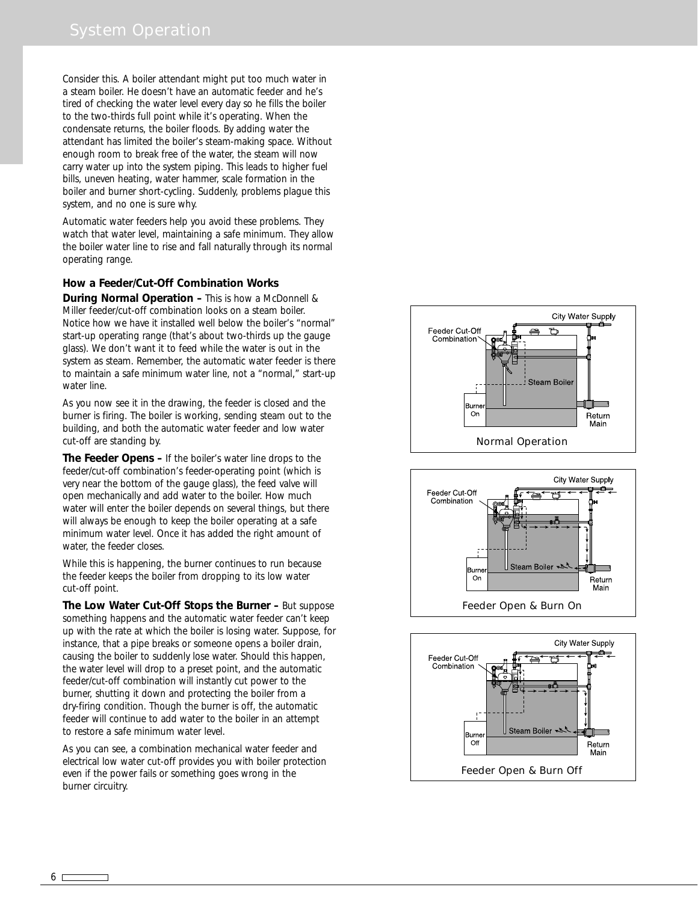## System Operation

Consider this. A boiler attendant might put too much water in a steam boiler. He doesn't have an automatic feeder and he's tired of checking the water level every day so he fills the boiler to the two-thirds full point while it's operating. When the condensate returns, the boiler floods. By adding water the attendant has limited the boiler's steam-making space. Without enough room to break free of the water, the steam will now carry water up into the system piping. This leads to higher fuel bills, uneven heating, water hammer, scale formation in the boiler and burner short-cycling. Suddenly, problems plague this system, and no one is sure why.

Automatic water feeders help you avoid these problems. They watch that water level, maintaining a safe minimum. They allow the boiler water line to rise and fall naturally through its normal operating range.

### How a Feeder/Cut-Off Combination Works

**During Normal Operation –** This is how a McDonnell & Miller feeder/cut-off combination looks on a steam boiler. Notice how we have it installed well below the boiler's "normal" start-up operating range (that's about two-thirds up the gauge glass). We don't want it to feed while the water is out in the system as steam. Remember, the automatic water feeder is there to maintain a safe minimum water line, not a "normal," start-up water line.

As you now see it in the drawing, the feeder is closed and the burner is firing. The boiler is working, sending steam out to the building, and both the automatic water feeder and low water cut-off are standing by.

**The Feeder Opens –** If the boiler's water line drops to the feeder/cut-off combination's feeder-operating point (which is very near the bottom of the gauge glass), the feed valve will open mechanically and add water to the boiler. How much water will enter the boiler depends on several things, but there will always be enough to keep the boiler operating at a safe minimum water level. Once it has added the right amount of water, the feeder closes.

While this is happening, the burner continues to run because the feeder keeps the boiler from dropping to its low water cut-off point.

**The Low Water Cut-Off Stops the Burner –** But suppose something happens and the automatic water feeder can't keep up with the rate at which the boiler is losing water. Suppose, for instance, that a pipe breaks or someone opens a boiler drain, causing the boiler to suddenly lose water. Should this happen, the water level will drop to a preset point, and the automatic feeder/cut-off combination will instantly cut power to the burner, shutting it down and protecting the boiler from a dry-firing condition. Though the burner is off, the automatic feeder will continue to add water to the boiler in an attempt to restore a safe minimum water level.

As you can see, a combination mechanical water feeder and electrical low water cut-off provides you with boiler protection even if the power fails or something goes wrong in the burner circuitry.

Normal Operation

Feeder Open & Burn On

Feeder Open & Burn Off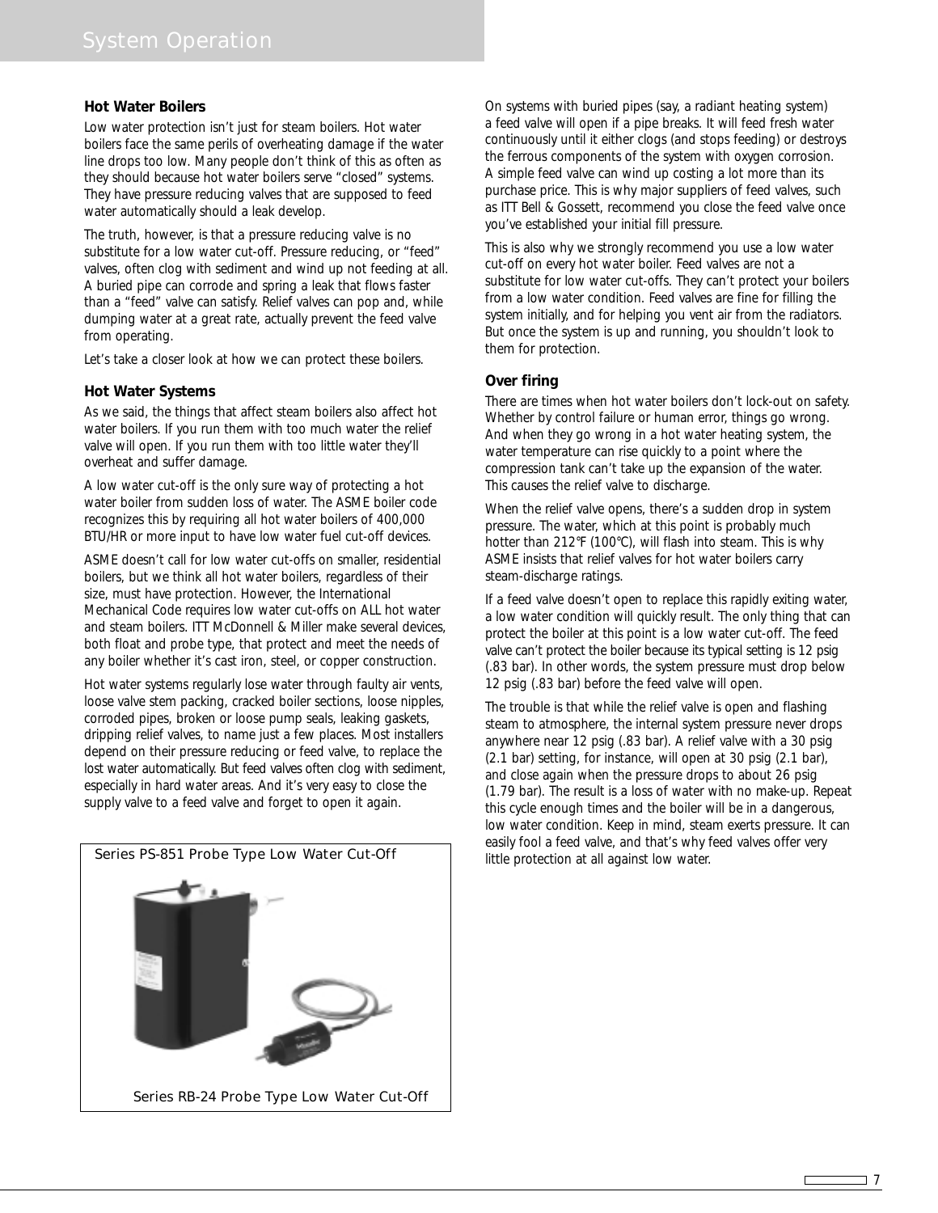## System Operation

### Hot Water Boilers

Low water protection isn't just for steam boilers. Hot water boilers face the same perils of overheating damage if the water line drops too low. Many people don't think of this as often as they should because hot water boilers serve "closed" systems. They have pressure reducing valves that are supposed to feed water automatically should a leak develop.

The truth, however, is that a pressure reducing valve is no substitute for a low water cut-off. Pressure reducing, or "feed" valves, often clog with sediment and wind up not feeding at all. A buried pipe can corrode and spring a leak that flows faster than a "feed" valve can satisfy. Relief valves can pop and, while dumping water at a great rate, actually prevent the feed valve from operating.

Let's take a closer look at how we can protect these boilers.

### Hot Water Systems

As we said, the things that affect steam boilers also affect hot water boilers. If you run them with too much water the relief valve will open. If you run them with too little water they'll overheat and suffer damage.

A low water cut-off is the only sure way of protecting a hot water boiler from sudden loss of water. The ASME boiler code recognizes this by requiring all hot water boilers of 400,000 BTU/HR or more input to have low water fuel cut-off devices.

ASME doesn't call for low water cut-offs on smaller, residential boilers, but we think all hot water boilers, regardless of their size, must have protection. However, the International Mechanical Code requires low water cut-offs on ALL hot water and steam boilers. ITT McDonnell & Miller make several devices, both float and probe type, that protect and meet the needs of any boiler whether it's cast iron, steel, or copper construction.

Hot water systems regularly lose water through faulty air vents, loose valve stem packing, cracked boiler sections, loose nipples, corroded pipes, broken or loose pump seals, leaking gaskets, dripping relief valves, to name just a few places. Most installers depend on their pressure reducing or feed valve, to replace the lost water automatically. But feed valves often clog with sediment, especially in hard water areas. And it's very easy to close the supply valve to a feed valve and forget to open it again.

Series PS-851 Probe Type Low Water Cut-Off

Series RB-24 Probe Type Low Water Cut-Off

On systems with buried pipes (say, a radiant heating system) a feed valve will open if a pipe breaks. It will feed fresh water continuously until it either clogs (and stops feeding) or destroys the ferrous components of the system with oxygen corrosion. A simple feed valve can wind up costing a lot more than its purchase price. This is why major suppliers of feed valves, such as ITT Bell & Gossett, recommend you close the feed valve once you've established your initial fill pressure.

This is also why we strongly recommend you use a low water cut-off on every hot water boiler. Feed valves are not a substitute for low water cut-offs. They can't protect your boilers from a low water condition. Feed valves are fine for filling the system initially, and for helping you vent air from the radiators. But once the system is up and running, you shouldn't look to them for protection.

### Over firing

There are times when hot water boilers don't lock-out on safety. Whether by control failure or human error, things go wrong. And when they go wrong in a hot water heating system, the water temperature can rise quickly to a point where the compression tank can't take up the expansion of the water. This causes the relief valve to discharge.

When the relief valve opens, there's a sudden drop in system pressure. The water, which at this point is probably much hotter than 212°F (100°C), will flash into steam. This is why ASME insists that relief valves for hot water boilers carry steam-discharge ratings.

If a feed valve doesn't open to replace this rapidly exiting water, a low water condition will quickly result. The only thing that can protect the boiler at this point is a low water cut-off. The feed valve can't protect the boiler because its typical setting is 12 psig (.83 bar). In other words, the system pressure must drop below 12 psig (.83 bar) before the feed valve will open.

The trouble is that while the relief valve is open and flashing steam to atmosphere, the internal system pressure never drops anywhere near 12 psig (.83 bar). A relief valve with a 30 psig (2.1 bar) setting, for instance, will open at 30 psig (2.1 bar), and close again when the pressure drops to about 26 psig (1.79 bar). The result is a loss of water with no make-up. Repeat this cycle enough times and the boiler will be in a dangerous, low water condition. Keep in mind, steam exerts pressure. It can easily fool a feed valve, and that's why feed valves offer very little protection at all against low water.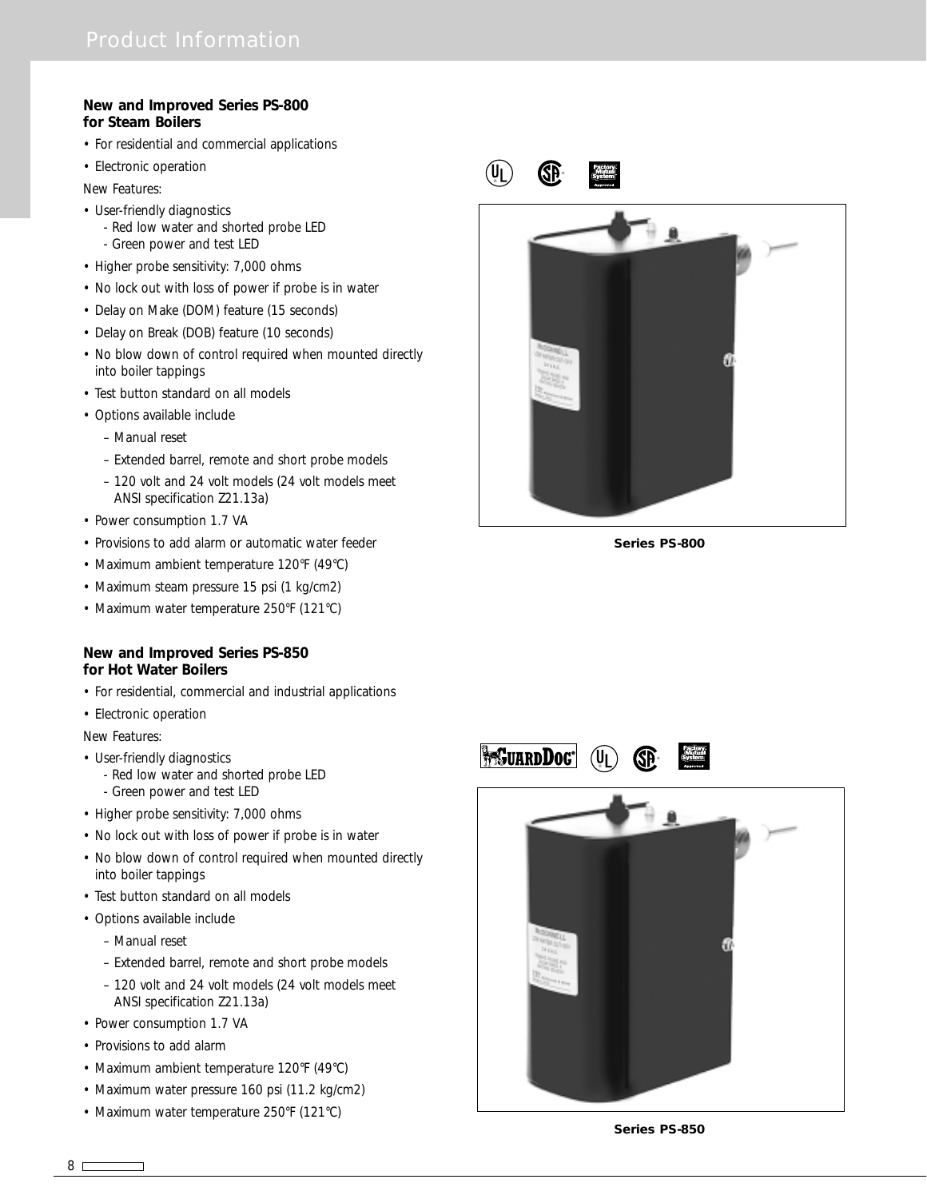## New and Improved Series PS-800 for Steam Boilers

- For residential and commercial applications
- Electronic operation

New Features:

- User-friendly diagnostics
  - Red low water and shorted probe LED
  - Green power and test LED
- Higher probe sensitivity: 7,000 ohms
- No lock out with loss of power if probe is in water
- Delay on Make (DOM) feature (15 seconds)
- Delay on Break (DOB) feature (10 seconds)
- No blow down of control required when mounted directly into boiler tappings
- Test button standard on all models
- Options available include
  - Manual reset
  - Extended barrel, remote and short probe models
  - 120 volt and 24 volt models (24 volt models meet ANSI specification Z21.13a)
- Power consumption 1.7 VA
- Provisions to add alarm or automatic water feeder
- Maximum ambient temperature 120°F (49°C)
- Maximum steam pressure 15 psi (1 kg/cm2)
- Maximum water temperature 250°F (121°C)

**Series PS-800**

## New and Improved Series PS-850 for Hot Water Boilers

- For residential, commercial and industrial applications
- Electronic operation

New Features:

- User-friendly diagnostics
  - Red low water and shorted probe LED
  - Green power and test LED
- Higher probe sensitivity: 7,000 ohms
- No lock out with loss of power if probe is in water
- No blow down of control required when mounted directly into boiler tappings
- Test button standard on all models
- Options available include
  - Manual reset
  - Extended barrel, remote and short probe models
  - 120 volt and 24 volt models (24 volt models meet ANSI specification Z21.13a)
- Power consumption 1.7 VA
- Provisions to add alarm
- Maximum ambient temperature 120°F (49°C)
- Maximum water pressure 160 psi (11.2 kg/cm2)
- Maximum water temperature 250°F (121°C)

**Series PS-850**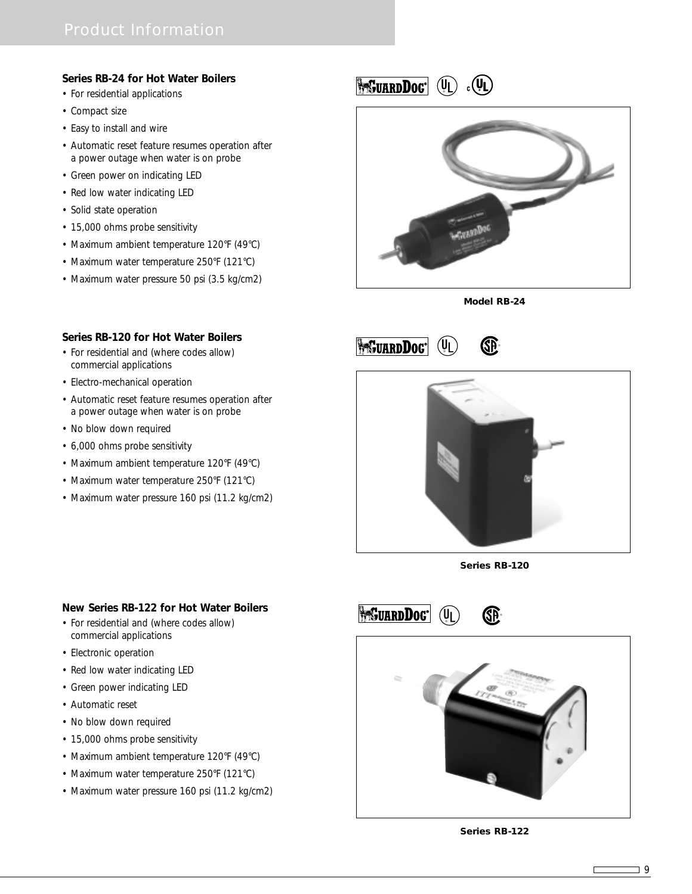## Product Information

### Series RB-24 for Hot Water Boilers

- For residential applications
- Compact size
- Easy to install and wire
- Automatic reset feature resumes operation after a power outage when water is on probe
- Green power on indicating LED
- Red low water indicating LED
- Solid state operation
- 15,000 ohms probe sensitivity
- Maximum ambient temperature 120°F (49°C)
- Maximum water temperature 250°F (121°C)
- Maximum water pressure 50 psi (3.5 kg/cm2)

**Model RB-24**

### Series RB-120 for Hot Water Boilers

- For residential and (where codes allow) commercial applications
- Electro-mechanical operation
- Automatic reset feature resumes operation after a power outage when water is on probe
- No blow down required
- 6,000 ohms probe sensitivity
- Maximum ambient temperature 120°F (49°C)
- Maximum water temperature 250°F (121°C)
- Maximum water pressure 160 psi (11.2 kg/cm2)

**Series RB-120**

### New Series RB-122 for Hot Water Boilers

- For residential and (where codes allow) commercial applications
- Electronic operation
- Red low water indicating LED
- Green power indicating LED
- Automatic reset
- No blow down required
- 15,000 ohms probe sensitivity
- Maximum ambient temperature 120°F (49°C)
- Maximum water temperature 250°F (121°C)
- Maximum water pressure 160 psi (11.2 kg/cm2)

**Series RB-122**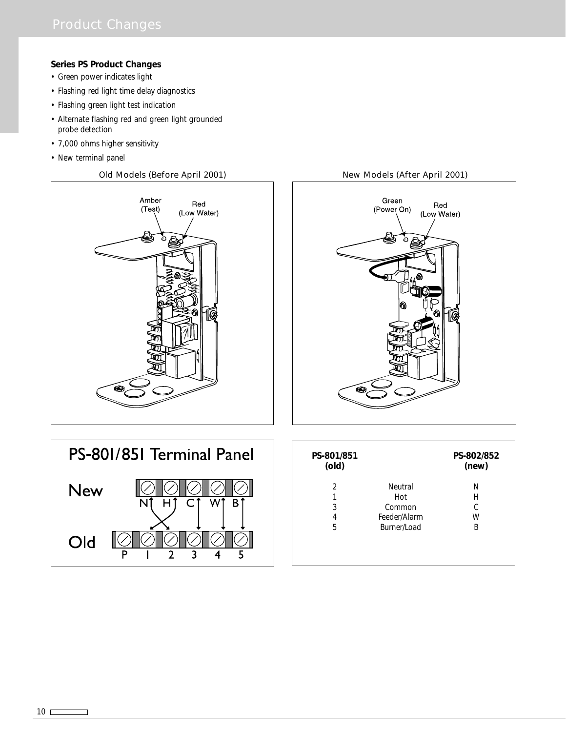# Product Changes

**Series PS Product Changes**

- Green power indicates light
- Flashing red light time delay diagnostics
- Flashing green light test indication
- Alternate flashing red and green light grounded probe detection
- 7,000 ohms higher sensitivity
- New terminal panel

Old Models (Before April 2001)

Amber (Test)

Red (Low Water)

New Models (After April 2001)

Green (Power On)

Red (Low Water)

PS-801/851 Terminal Panel

New: N H C W B

Old: P 1 2 3 4 5

| PS-801/851 (old) | | PS-802/852 (new) |
|---|---|---|
| 2 | Neutral | N |
| 1 | Hot | H |
| 3 | Common | C |
| 4 | Feeder/Alarm | W |
| 5 | Burner/Load | B |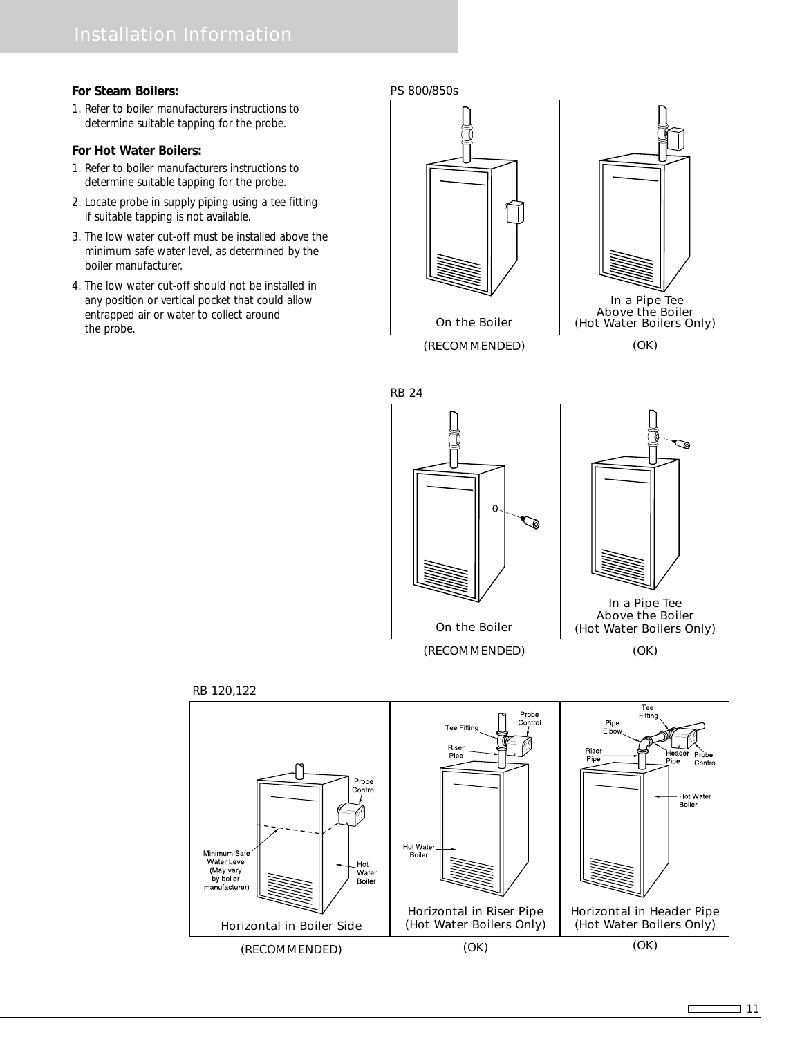## Installation Information

**For Steam Boilers:**

1. Refer to boiler manufacturers instructions to determine suitable tapping for the probe.

**For Hot Water Boilers:**

1. Refer to boiler manufacturers instructions to determine suitable tapping for the probe.
2. Locate probe in supply piping using a tee fitting if suitable tapping is not available.
3. The low water cut-off must be installed above the minimum safe water level, as determined by the boiler manufacturer.
4. The low water cut-off should not be installed in any position or vertical pocket that could allow entrapped air or water to collect around the probe.

PS 800/850s

On the Boiler (RECOMMENDED)

In a Pipe Tee Above the Boiler (Hot Water Boilers Only) (OK)

RB 24

On the Boiler (RECOMMENDED)

In a Pipe Tee Above the Boiler (Hot Water Boilers Only) (OK)

RB 120,122

Horizontal in Boiler Side (RECOMMENDED)

Horizontal in Riser Pipe (Hot Water Boilers Only) (OK)

Horizontal in Header Pipe (Hot Water Boilers Only) (OK)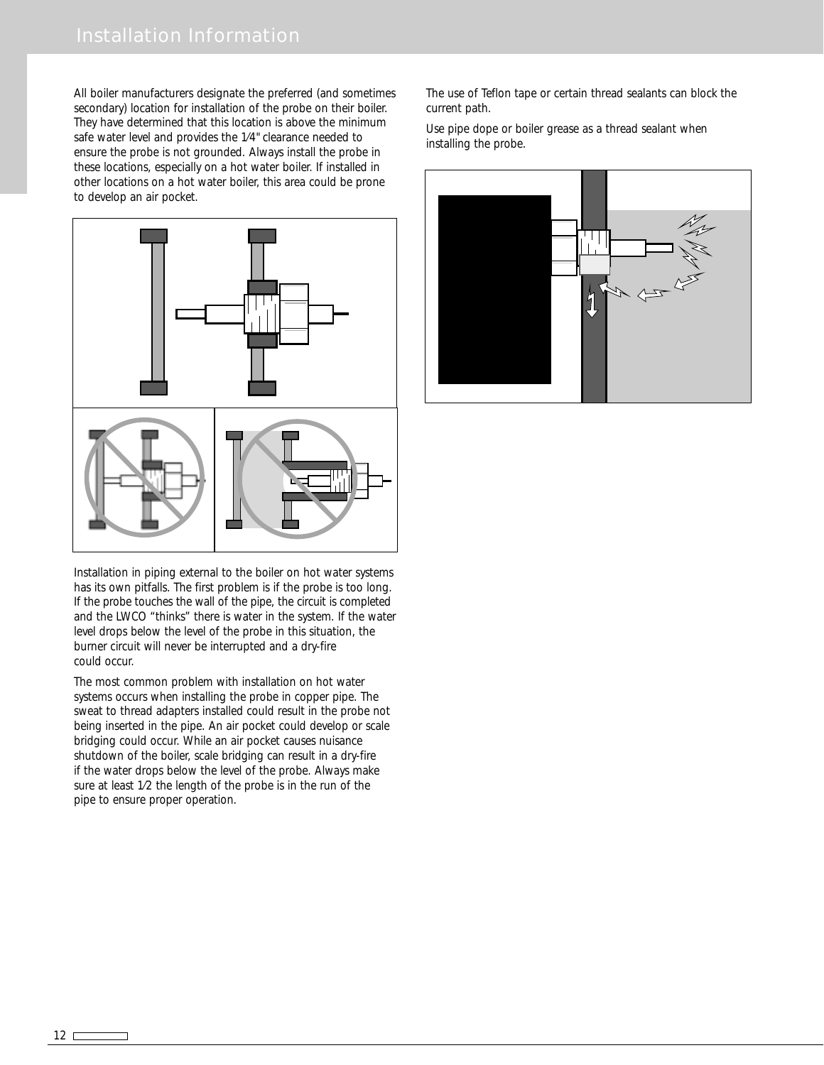All boiler manufacturers designate the preferred (and sometimes secondary) location for installation of the probe on their boiler. They have determined that this location is above the minimum safe water level and provides the 1⁄4" clearance needed to ensure the probe is not grounded. Always install the probe in these locations, especially on a hot water boiler. If installed in other locations on a hot water boiler, this area could be prone to develop an air pocket.

Installation in piping external to the boiler on hot water systems has its own pitfalls. The first problem is if the probe is too long. If the probe touches the wall of the pipe, the circuit is completed and the LWCO "thinks" there is water in the system. If the water level drops below the level of the probe in this situation, the burner circuit will never be interrupted and a dry-fire could occur.

The most common problem with installation on hot water systems occurs when installing the probe in copper pipe. The sweat to thread adapters installed could result in the probe not being inserted in the pipe. An air pocket could develop or scale bridging could occur. While an air pocket causes nuisance shutdown of the boiler, scale bridging can result in a dry-fire if the water drops below the level of the probe. Always make sure at least 1⁄2 the length of the probe is in the run of the pipe to ensure proper operation.

The use of Teflon tape or certain thread sealants can block the current path.

Use pipe dope or boiler grease as a thread sealant when installing the probe.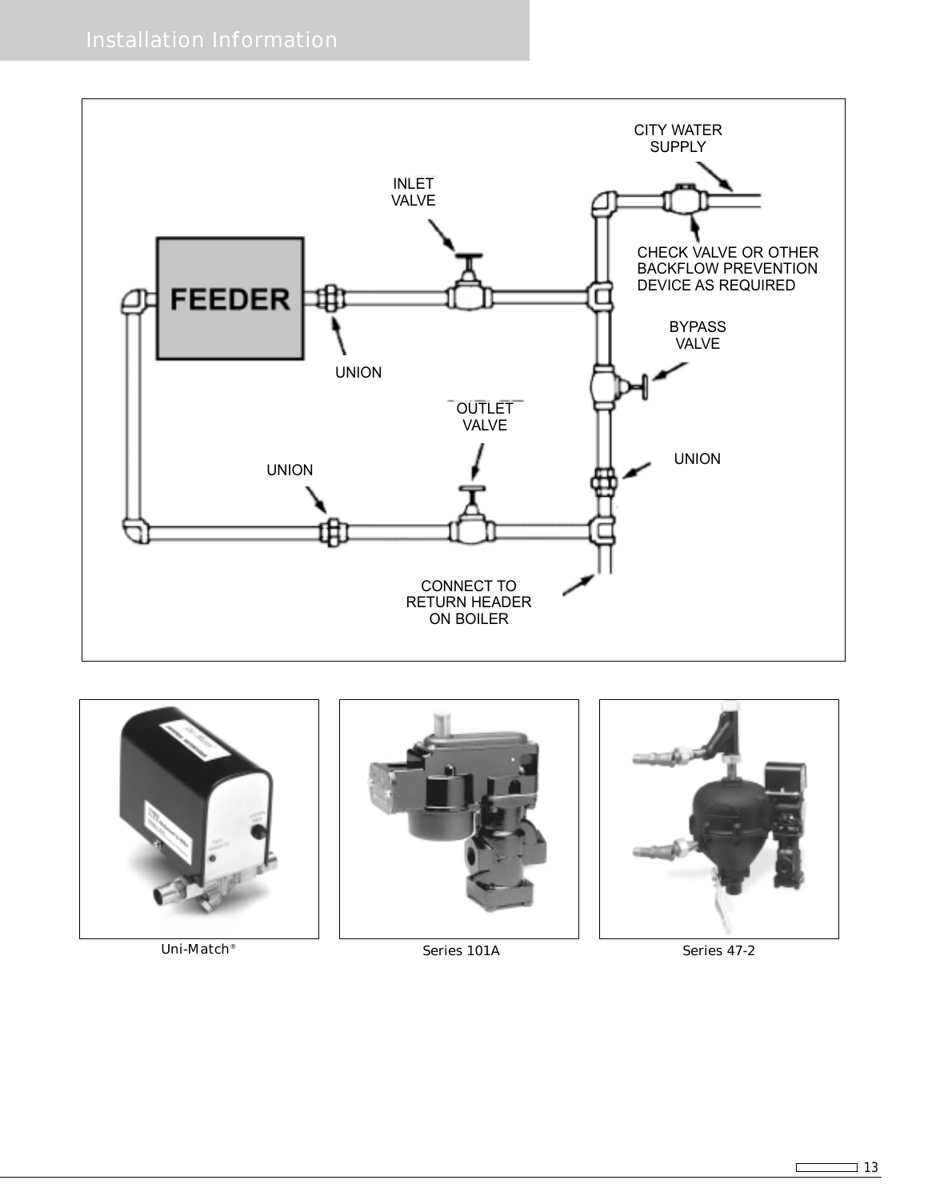## Installation Information

CITY WATER SUPPLY

INLET VALVE

CHECK VALVE OR OTHER BACKFLOW PREVENTION DEVICE AS REQUIRED

FEEDER

UNION

BYPASS VALVE

OUTLET VALVE

UNION

UNION

CONNECT TO RETURN HEADER ON BOILER

Uni-Match®

Series 101A

Series 47-2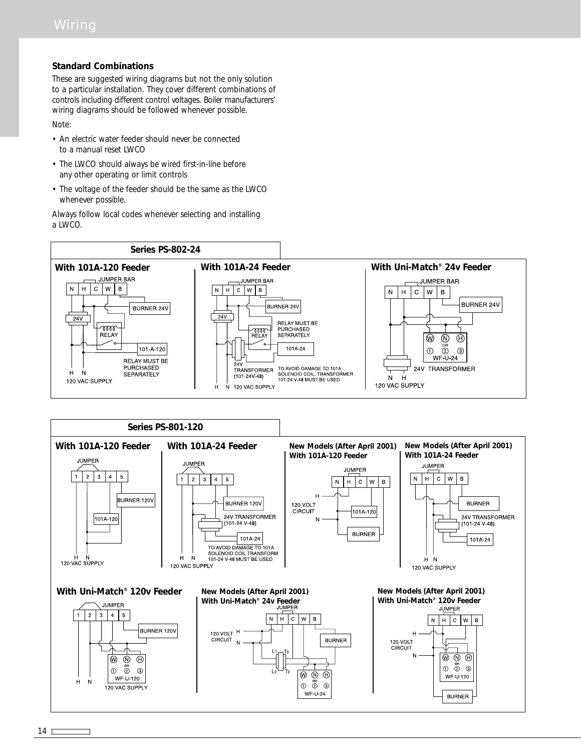## Wiring

### Standard Combinations

These are suggested wiring diagrams but not the only solution to a particular installation. They cover different combinations of controls including different control voltages. Boiler manufacturers' wiring diagrams should be followed whenever possible.

Note:

- An electric water feeder should never be connected to a manual reset LWCO
- The LWCO should always be wired first-in-line before any other operating or limit controls
- The voltage of the feeder should be the same as the LWCO whenever possible.

Always follow local codes whenever selecting and installing a LWCO.

### Series PS-802-24

**With 101A-120 Feeder**

JUMPER BAR

N H C W B

BURNER 24V

24V

RELAY

101-A-120

RELAY MUST BE PURCHASED SEPARATELY

H N

120 VAC SUPPLY

**With 101A-24 Feeder**

JUMPER BAR

N H C W B

BURNER 24V

24V

RELAY MUST BE PURCHASED SEPARATELY

RELAY

101A-24

24V TRANSFORMER (101-24V-48)

TO AVOID DAMAGE TO 101A SOLENOID COIL, TRANSFORMER 101-24 V-48 MUST BE USED

H N 120 VAC SUPPLY

**With Uni-Match® 24v Feeder**

JUMPER BAR

N H C W B

BURNER 24V

W N H OR ① ② ③ WF-U-24

24V TRANSFORMER

N H

120 VAC SUPPLY

### Series PS-801-120

**With 101A-120 Feeder**

JUMPER

1 2 3 4 5

BURNER 120V

101A-120

H N

120 VAC SUPPLY

**With 101A-24 Feeder**

JUMPER

1 2 3 4 5

BURNER 120V

24V TRANSFORMER (101-24 V-48)

101A-24

TO AVOID DAMAGE TO 101A SOLENOID COIL TRANSFORM 101-24 V-48 MUST BE USED

H N

120 VAC SUPPLY

**New Models (After April 2001) With 101A-120 Feeder**

JUMPER

N H C W B

H

120 VOLT CIRCUIT

N

101A-120

BURNER

**New Models (After April 2001) With 101A-24 Feeder**

JUMPER

N H C W B

BURNER

24V TRANSFORMER (101-24 V-48)

101A-24

H N

120 VAC SUPPLY

**With Uni-Match® 120v Feeder**

JUMPER

1 2 3 4 5

BURNER 120V

W N H OR ① ② ③ WF-U-120

H N

120 VAC SUPPLY

**New Models (After April 2001) With Uni-Match® 24v Feeder**

JUMPER

N H C W B

120 VOLT CIRCUIT H N

BURNER

L1 T2 L2 T2

W N H OR ① ② ③ WF-U-24

**New Models (After April 2001) With Uni-Match® 120v Feeder**

JUMPER

N H C W B

H

120 VOLT CIRCUIT

N

W N H OR ① ② ③ WF-U-120

BURNER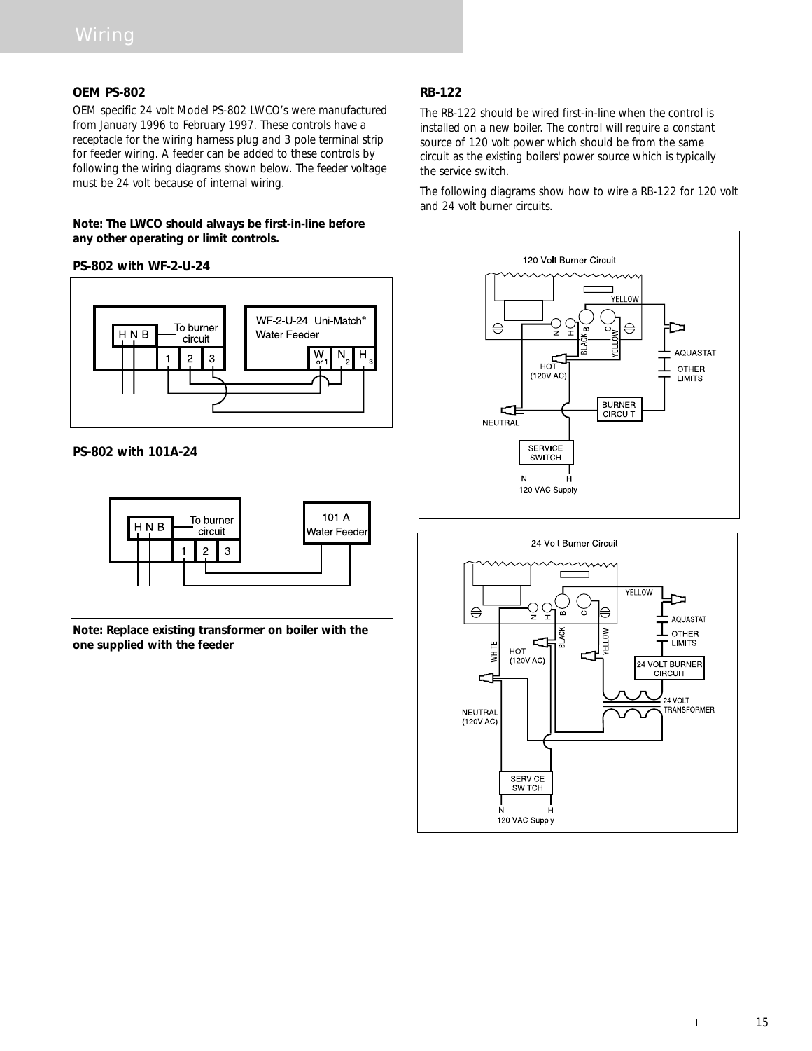## OEM PS-802

OEM specific 24 volt Model PS-802 LWCO's were manufactured from January 1996 to February 1997. These controls have a receptacle for the wiring harness plug and 3 pole terminal strip for feeder wiring. A feeder can be added to these controls by following the wiring diagrams shown below. The feeder voltage must be 24 volt because of internal wiring.

**Note: The LWCO should always be first-in-line before any other operating or limit controls.**

### PS-802 with WF-2-U-24

### PS-802 with 101A-24

**Note: Replace existing transformer on boiler with the one supplied with the feeder**

## RB-122

The RB-122 should be wired first-in-line when the control is installed on a new boiler. The control will require a constant source of 120 volt power which should be from the same circuit as the existing boilers' power source which is typically the service switch.

The following diagrams show how to wire a RB-122 for 120 volt and 24 volt burner circuits.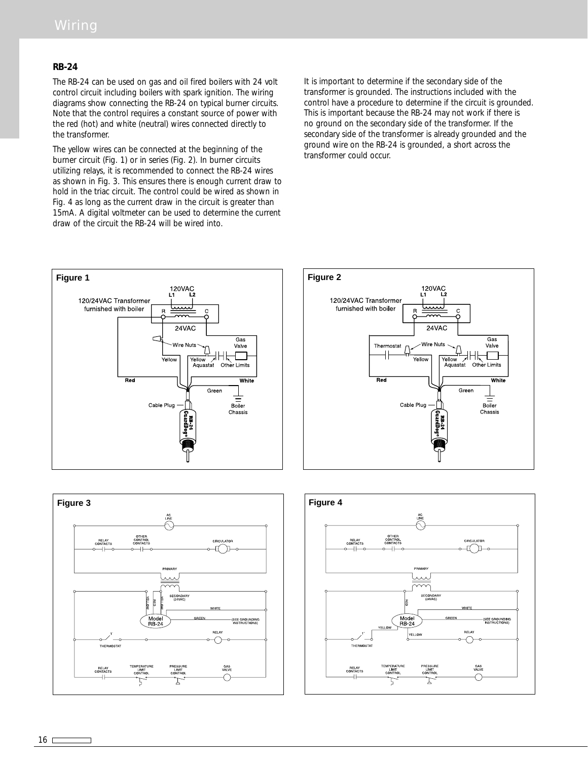## RB-24

The RB-24 can be used on gas and oil fired boilers with 24 volt control circuit including boilers with spark ignition. The wiring diagrams show connecting the RB-24 on typical burner circuits. Note that the control requires a constant source of power with the red (hot) and white (neutral) wires connected directly to the transformer.

The yellow wires can be connected at the beginning of the burner circuit (Fig. 1) or in series (Fig. 2). In burner circuits utilizing relays, it is recommended to connect the RB-24 wires as shown in Fig. 3. This ensures there is enough current draw to hold in the triac circuit. The control could be wired as shown in Fig. 4 as long as the current draw in the circuit is greater than 15mA. A digital voltmeter can be used to determine the current draw of the circuit the RB-24 will be wired into.

It is important to determine if the secondary side of the transformer is grounded. The instructions included with the control have a procedure to determine if the circuit is grounded. This is important because the RB-24 may not work if there is no ground on the secondary side of the transformer. If the secondary side of the transformer is already grounded and the ground wire on the RB-24 is grounded, a short across the transformer could occur.

**Figure 1**

**Figure 2**

**Figure 3**

**Figure 4**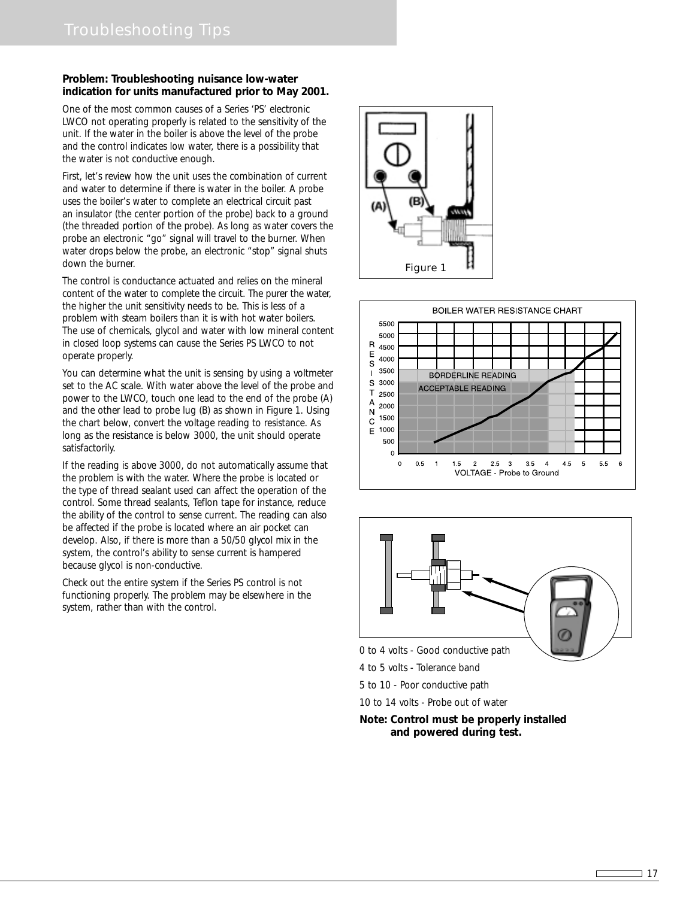# Troubleshooting Tips

**Problem: Troubleshooting nuisance low-water indication for units manufactured prior to May 2001.**

One of the most common causes of a Series 'PS' electronic LWCO not operating properly is related to the sensitivity of the unit. If the water in the boiler is above the level of the probe and the control indicates low water, there is a possibility that the water is not conductive enough.

First, let's review how the unit uses the combination of current and water to determine if there is water in the boiler. A probe uses the boiler's water to complete an electrical circuit past an insulator (the center portion of the probe) back to a ground (the threaded portion of the probe). As long as water covers the probe an electronic "go" signal will travel to the burner. When water drops below the probe, an electronic "stop" signal shuts down the burner.

The control is conductance actuated and relies on the mineral content of the water to complete the circuit. The purer the water, the higher the unit sensitivity needs to be. This is less of a problem with steam boilers than it is with hot water boilers. The use of chemicals, glycol and water with low mineral content in closed loop systems can cause the Series PS LWCO to not operate properly.

You can determine what the unit is sensing by using a voltmeter set to the AC scale. With water above the level of the probe and power to the LWCO, touch one lead to the end of the probe (A) and the other lead to probe lug (B) as shown in Figure 1. Using the chart below, convert the voltage reading to resistance. As long as the resistance is below 3000, the unit should operate satisfactorily.

If the reading is above 3000, do not automatically assume that the problem is with the water. Where the probe is located or the type of thread sealant used can affect the operation of the control. Some thread sealants, Teflon tape for instance, reduce the ability of the control to sense current. The reading can also be affected if the probe is located where an air pocket can develop. Also, if there is more than a 50/50 glycol mix in the system, the control's ability to sense current is hampered because glycol is non-conductive.

Check out the entire system if the Series PS control is not functioning properly. The problem may be elsewhere in the system, rather than with the control.

Figure 1

BOILER WATER RESISTANCE CHART

0 to 4 volts - Good conductive path

4 to 5 volts - Tolerance band

5 to 10 - Poor conductive path

10 to 14 volts - Probe out of water

**Note: Control must be properly installed and powered during test.**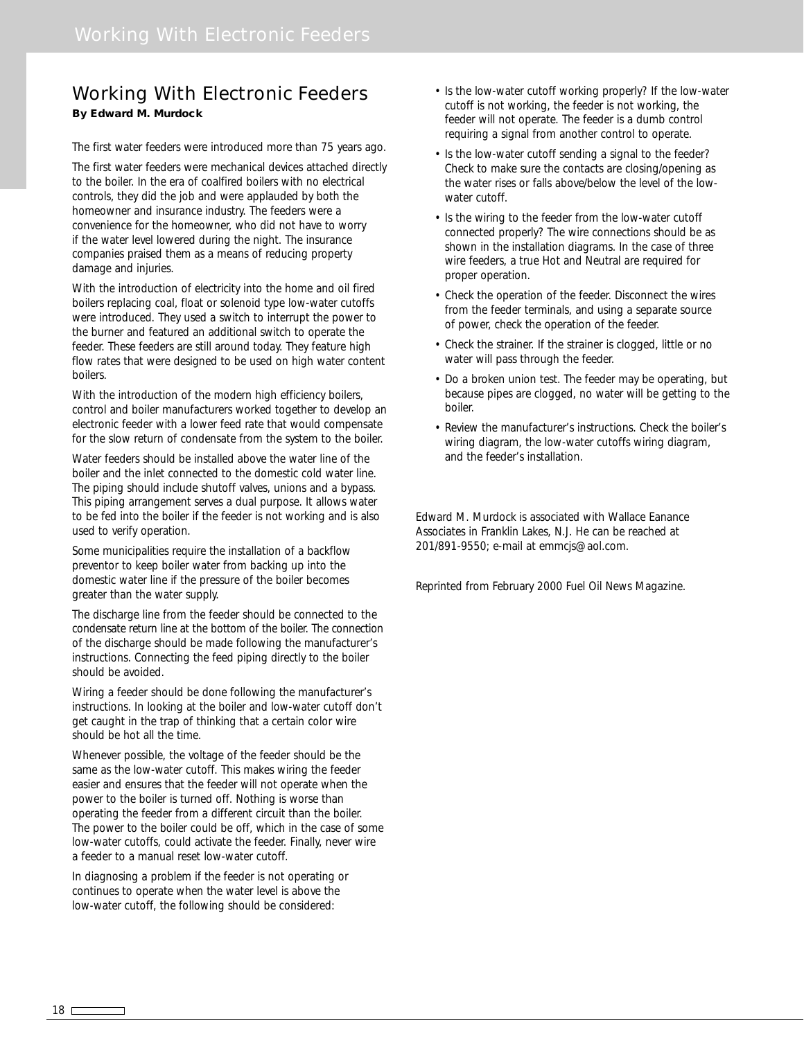# Working With Electronic Feeders

**By Edward M. Murdock**

The first water feeders were introduced more than 75 years ago.

The first water feeders were mechanical devices attached directly to the boiler. In the era of coalfired boilers with no electrical controls, they did the job and were applauded by both the homeowner and insurance industry. The feeders were a convenience for the homeowner, who did not have to worry if the water level lowered during the night. The insurance companies praised them as a means of reducing property damage and injuries.

With the introduction of electricity into the home and oil fired boilers replacing coal, float or solenoid type low-water cutoffs were introduced. They used a switch to interrupt the power to the burner and featured an additional switch to operate the feeder. These feeders are still around today. They feature high flow rates that were designed to be used on high water content boilers.

With the introduction of the modern high efficiency boilers, control and boiler manufacturers worked together to develop an electronic feeder with a lower feed rate that would compensate for the slow return of condensate from the system to the boiler.

Water feeders should be installed above the water line of the boiler and the inlet connected to the domestic cold water line. The piping should include shutoff valves, unions and a bypass. This piping arrangement serves a dual purpose. It allows water to be fed into the boiler if the feeder is not working and is also used to verify operation.

Some municipalities require the installation of a backflow preventor to keep boiler water from backing up into the domestic water line if the pressure of the boiler becomes greater than the water supply.

The discharge line from the feeder should be connected to the condensate return line at the bottom of the boiler. The connection of the discharge should be made following the manufacturer's instructions. Connecting the feed piping directly to the boiler should be avoided.

Wiring a feeder should be done following the manufacturer's instructions. In looking at the boiler and low-water cutoff don't get caught in the trap of thinking that a certain color wire should be hot all the time.

Whenever possible, the voltage of the feeder should be the same as the low-water cutoff. This makes wiring the feeder easier and ensures that the feeder will not operate when the power to the boiler is turned off. Nothing is worse than operating the feeder from a different circuit than the boiler. The power to the boiler could be off, which in the case of some low-water cutoffs, could activate the feeder. Finally, never wire a feeder to a manual reset low-water cutoff.

In diagnosing a problem if the feeder is not operating or continues to operate when the water level is above the low-water cutoff, the following should be considered:

- Is the low-water cutoff working properly? If the low-water cutoff is not working, the feeder is not working, the feeder will not operate. The feeder is a dumb control requiring a signal from another control to operate.
- Is the low-water cutoff sending a signal to the feeder? Check to make sure the contacts are closing/opening as the water rises or falls above/below the level of the low-water cutoff.
- Is the wiring to the feeder from the low-water cutoff connected properly? The wire connections should be as shown in the installation diagrams. In the case of three wire feeders, a true Hot and Neutral are required for proper operation.
- Check the operation of the feeder. Disconnect the wires from the feeder terminals, and using a separate source of power, check the operation of the feeder.
- Check the strainer. If the strainer is clogged, little or no water will pass through the feeder.
- Do a broken union test. The feeder may be operating, but because pipes are clogged, no water will be getting to the boiler.
- Review the manufacturer's instructions. Check the boiler's wiring diagram, the low-water cutoffs wiring diagram, and the feeder's installation.

Edward M. Murdock is associated with Wallace Eanance Associates in Franklin Lakes, N.J. He can be reached at 201/891-9550; e-mail at emmcjs@aol.com.

Reprinted from February 2000 Fuel Oil News Magazine.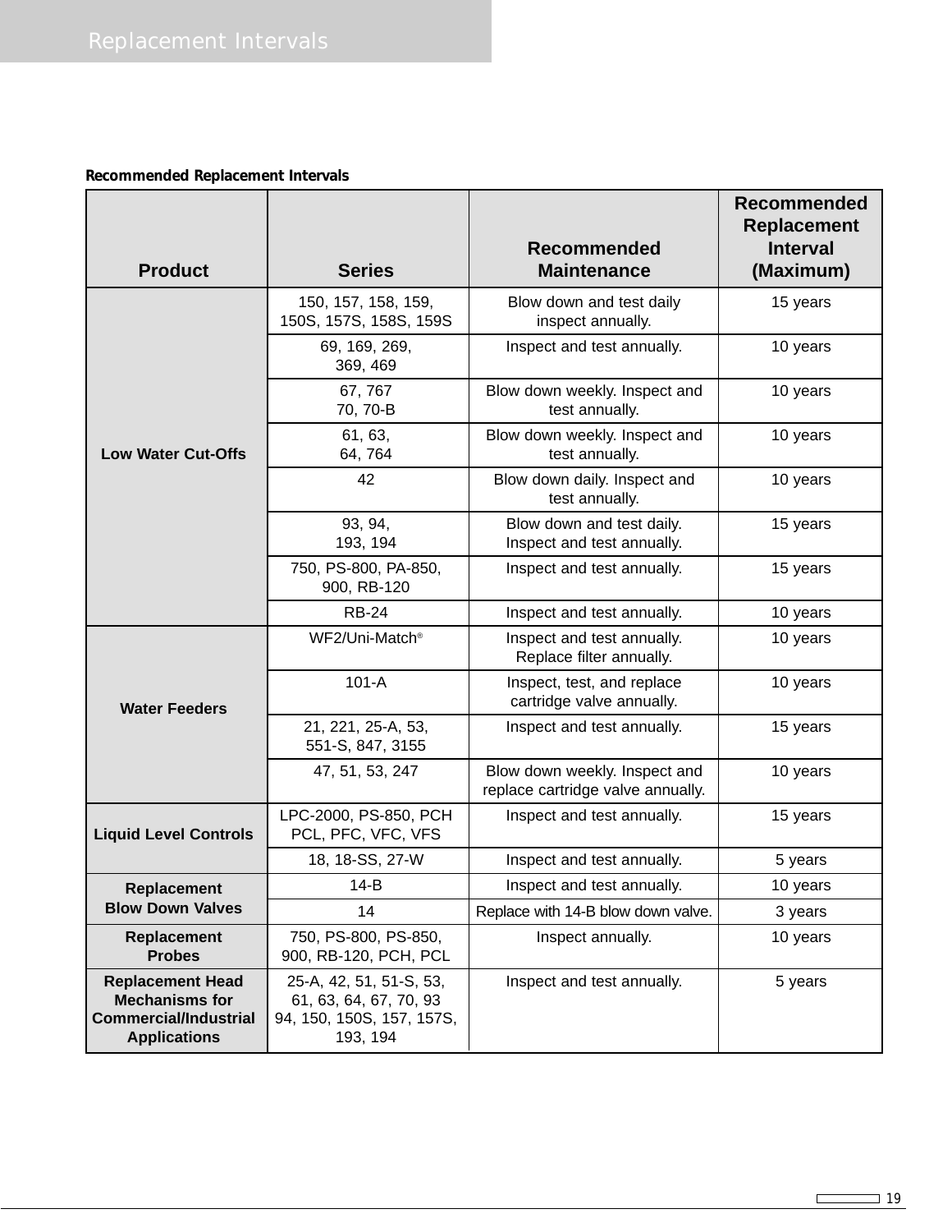# Replacement Intervals

**Recommended Replacement Intervals**

| Product | Series | Recommended Maintenance | Recommended Replacement Interval (Maximum) |
|---|---|---|---|
| Low Water Cut-Offs | 150, 157, 158, 159, 150S, 157S, 158S, 159S | Blow down and test daily inspect annually. | 15 years |
| | 69, 169, 269, 369, 469 | Inspect and test annually. | 10 years |
| | 67, 767 70, 70-B | Blow down weekly. Inspect and test annually. | 10 years |
| | 61, 63, 64, 764 | Blow down weekly. Inspect and test annually. | 10 years |
| | 42 | Blow down daily. Inspect and test annually. | 10 years |
| | 93, 94, 193, 194 | Blow down and test daily. Inspect and test annually. | 15 years |
| | 750, PS-800, PA-850, 900, RB-120 | Inspect and test annually. | 15 years |
| | RB-24 | Inspect and test annually. | 10 years |
| Water Feeders | WF2/Uni-Match® | Inspect and test annually. Replace filter annually. | 10 years |
| | 101-A | Inspect, test, and replace cartridge valve annually. | 10 years |
| | 21, 221, 25-A, 53, 551-S, 847, 3155 | Inspect and test annually. | 15 years |
| | 47, 51, 53, 247 | Blow down weekly. Inspect and replace cartridge valve annually. | 10 years |
| Liquid Level Controls | LPC-2000, PS-850, PCH PCL, PFC, VFC, VFS | Inspect and test annually. | 15 years |
| | 18, 18-SS, 27-W | Inspect and test annually. | 5 years |
| Replacement Blow Down Valves | 14-B | Inspect and test annually. | 10 years |
| | 14 | Replace with 14-B blow down valve. | 3 years |
| Replacement Probes | 750, PS-800, PS-850, 900, RB-120, PCH, PCL | Inspect annually. | 10 years |
| Replacement Head Mechanisms for Commercial/Industrial Applications | 25-A, 42, 51, 51-S, 53, 61, 63, 64, 67, 70, 93 94, 150, 150S, 157, 157S, 193, 194 | Inspect and test annually. | 5 years |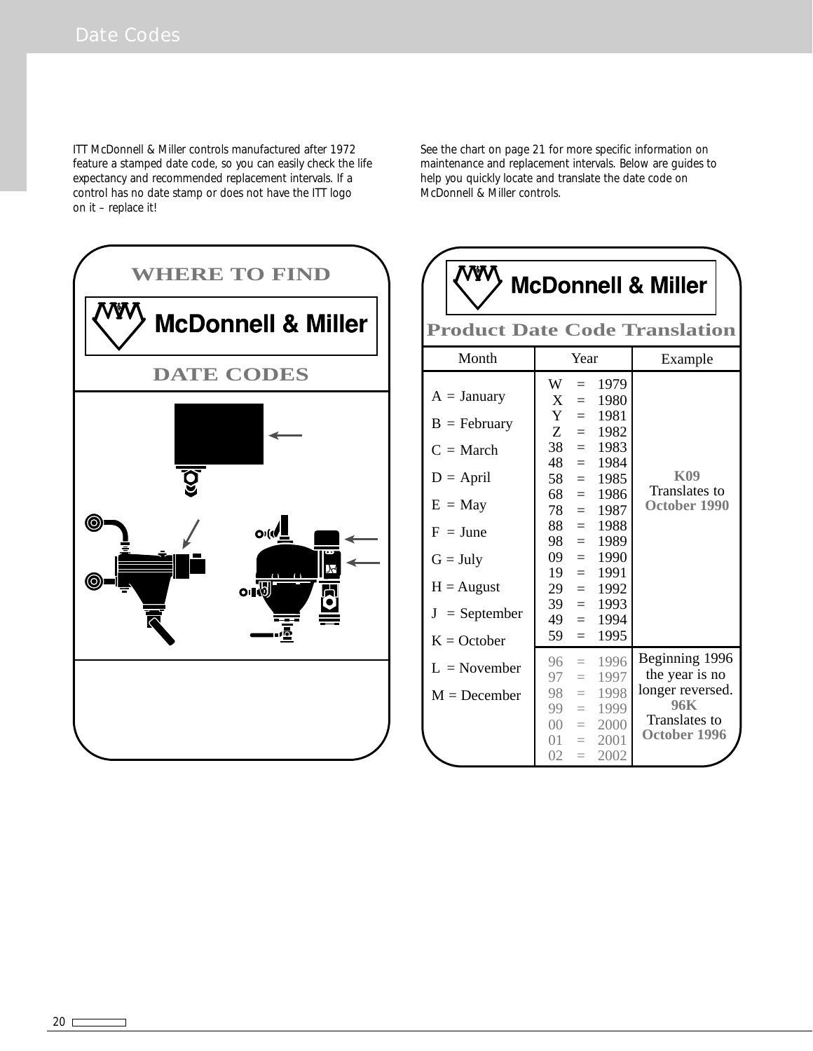# Date Codes

ITT McDonnell & Miller controls manufactured after 1972 feature a stamped date code, so you can easily check the life expectancy and recommended replacement intervals. If a control has no date stamp or does not have the ITT logo on it – replace it!

See the chart on page 21 for more specific information on maintenance and replacement intervals. Below are guides to help you quickly locate and translate the date code on McDonnell & Miller controls.

## WHERE TO FIND McDonnell & Miller DATE CODES

## McDonnell & Miller Product Date Code Translation

| Month | Year | Example |
|---|---|---|
| A = January | W = 1979 | |
| B = February | X = 1980 | |
| C = March | Y = 1981 | |
| D = April | Z = 1982 | |
| E = May | 38 = 1983 | |
| F = June | 48 = 1984 | |
| G = July | 58 = 1985 | **K09** Translates to **October 1990** |
| H = August | 68 = 1986 | |
| J = September | 78 = 1987 | |
| K = October | 88 = 1988 | |
| L = November | 98 = 1989 | |
| M = December | 09 = 1990 | |
| | 19 = 1991 | |
| | 29 = 1992 | |
| | 39 = 1993 | |
| | 49 = 1994 | |
| | 59 = 1995 | |
| | 96 = 1996 | Beginning 1996 the year is no longer reversed. **96K** Translates to **October 1996** |
| | 97 = 1997 | |
| | 98 = 1998 | |
| | 99 = 1999 | |
| | 00 = 2000 | |
| | 01 = 2001 | |
| | 02 = 2002 | |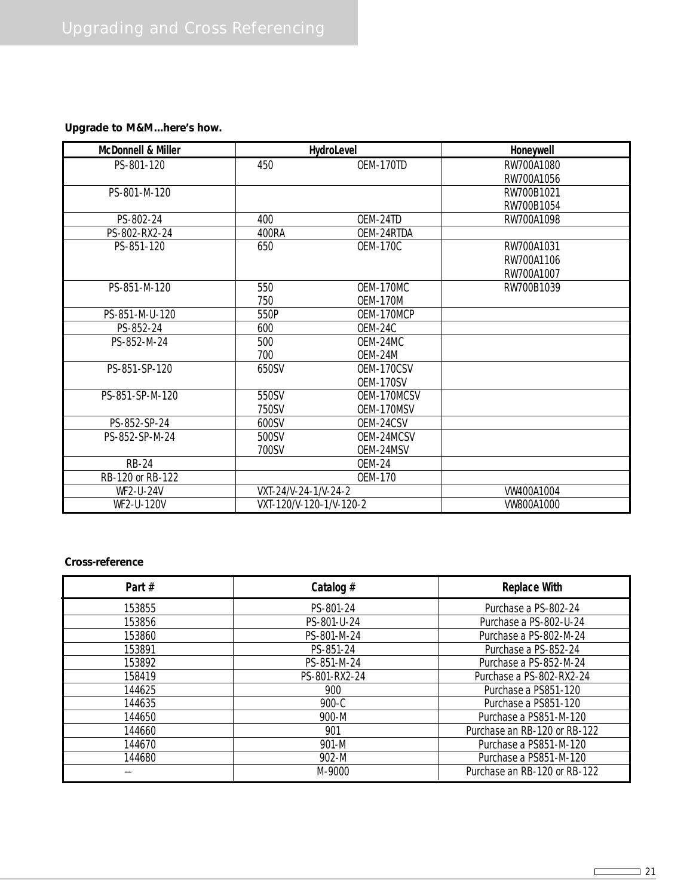# Upgrading and Cross Referencing

**Upgrade to M&M...here's how.**

| McDonnell & Miller | HydroLevel | | Honeywell |
|---|---|---|---|
| PS-801-120 | 450 | OEM-170TD | RW700A1080<br>RW700A1056 |
| PS-801-M-120 | | | RW700B1021<br>RW700B1054 |
| PS-802-24 | 400 | OEM-24TD | RW700A1098 |
| PS-802-RX2-24 | 400RA | OEM-24RTDA | |
| PS-851-120 | 650 | OEM-170C | RW700A1031<br>RW700A1106<br>RW700A1007 |
| PS-851-M-120 | 550<br>750 | OEM-170MC<br>OEM-170M | RW700B1039 |
| PS-851-M-U-120 | 550P | OEM-170MCP | |
| PS-852-24 | 600 | OEM-24C | |
| PS-852-M-24 | 500<br>700 | OEM-24MC<br>OEM-24M | |
| PS-851-SP-120 | 650SV | OEM-170CSV<br>OEM-170SV | |
| PS-851-SP-M-120 | 550SV<br>750SV | OEM-170MCSV<br>OEM-170MSV | |
| PS-852-SP-24 | 600SV | OEM-24CSV | |
| PS-852-SP-M-24 | 500SV<br>700SV | OEM-24MCSV<br>OEM-24MSV | |
| RB-24 | | OEM-24 | |
| RB-120 or RB-122 | | OEM-170 | |
| WF2-U-24V | VXT-24/V-24-1/V-24-2 | | VW400A1004 |
| WF2-U-120V | VXT-120/V-120-1/V-120-2 | | VW800A1000 |

**Cross-reference**

| Part # | Catalog # | Replace With |
|---|---|---|
| 153855 | PS-801-24 | Purchase a PS-802-24 |
| 153856 | PS-801-U-24 | Purchase a PS-802-U-24 |
| 153860 | PS-801-M-24 | Purchase a PS-802-M-24 |
| 153891 | PS-851-24 | Purchase a PS-852-24 |
| 153892 | PS-851-M-24 | Purchase a PS-852-M-24 |
| 158419 | PS-801-RX2-24 | Purchase a PS-802-RX2-24 |
| 144625 | 900 | Purchase a PS851-120 |
| 144635 | 900-C | Purchase a PS851-120 |
| 144650 | 900-M | Purchase a PS851-M-120 |
| 144660 | 901 | Purchase an RB-120 or RB-122 |
| 144670 | 901-M | Purchase a PS851-M-120 |
| 144680 | 902-M | Purchase a PS851-M-120 |
| — | M-9000 | Purchase an RB-120 or RB-122 |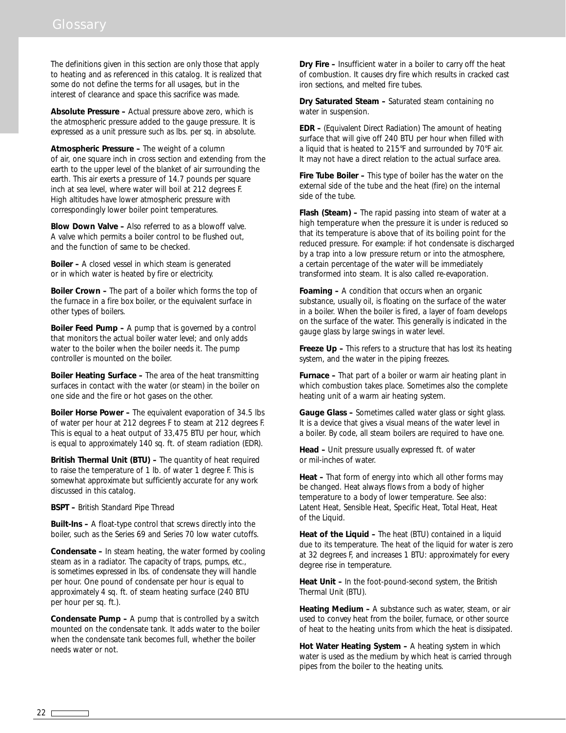# Glossary

The definitions given in this section are only those that apply to heating and as referenced in this catalog. It is realized that some do not define the terms for all usages, but in the interest of clearance and space this sacrifice was made.

**Absolute Pressure –** Actual pressure above zero, which is the atmospheric pressure added to the gauge pressure. It is expressed as a unit pressure such as lbs. per sq. in absolute.

**Atmospheric Pressure –** The weight of a column of air, one square inch in cross section and extending from the earth to the upper level of the blanket of air surrounding the earth. This air exerts a pressure of 14.7 pounds per square inch at sea level, where water will boil at 212 degrees F. High altitudes have lower atmospheric pressure with correspondingly lower boiler point temperatures.

**Blow Down Valve –** Also referred to as a blowoff valve. A valve which permits a boiler control to be flushed out, and the function of same to be checked.

**Boiler –** A closed vessel in which steam is generated or in which water is heated by fire or electricity.

**Boiler Crown –** The part of a boiler which forms the top of the furnace in a fire box boiler, or the equivalent surface in other types of boilers.

**Boiler Feed Pump –** A pump that is governed by a control that monitors the actual boiler water level; and only adds water to the boiler when the boiler needs it. The pump controller is mounted on the boiler.

**Boiler Heating Surface –** The area of the heat transmitting surfaces in contact with the water (or steam) in the boiler on one side and the fire or hot gases on the other.

**Boiler Horse Power –** The equivalent evaporation of 34.5 lbs of water per hour at 212 degrees F to steam at 212 degrees F. This is equal to a heat output of 33,475 BTU per hour, which is equal to approximately 140 sq. ft. of steam radiation (EDR).

**British Thermal Unit (BTU) –** The quantity of heat required to raise the temperature of 1 lb. of water 1 degree F. This is somewhat approximate but sufficiently accurate for any work discussed in this catalog.

**BSPT –** British Standard Pipe Thread

**Built-Ins –** A float-type control that screws directly into the boiler, such as the Series 69 and Series 70 low water cutoffs.

**Condensate –** In steam heating, the water formed by cooling steam as in a radiator. The capacity of traps, pumps, etc., is sometimes expressed in lbs. of condensate they will handle per hour. One pound of condensate per hour is equal to approximately 4 sq. ft. of steam heating surface (240 BTU per hour per sq. ft.).

**Condensate Pump –** A pump that is controlled by a switch mounted on the condensate tank. It adds water to the boiler when the condensate tank becomes full, whether the boiler needs water or not.

**Dry Fire –** Insufficient water in a boiler to carry off the heat of combustion. It causes dry fire which results in cracked cast iron sections, and melted fire tubes.

**Dry Saturated Steam –** Saturated steam containing no water in suspension.

**EDR –** (Equivalent Direct Radiation) The amount of heating surface that will give off 240 BTU per hour when filled with a liquid that is heated to 215°F and surrounded by 70°F air. It may not have a direct relation to the actual surface area.

**Fire Tube Boiler –** This type of boiler has the water on the external side of the tube and the heat (fire) on the internal side of the tube.

**Flash (Steam) –** The rapid passing into steam of water at a high temperature when the pressure it is under is reduced so that its temperature is above that of its boiling point for the reduced pressure. For example: if hot condensate is discharged by a trap into a low pressure return or into the atmosphere, a certain percentage of the water will be immediately transformed into steam. It is also called re-evaporation.

**Foaming –** A condition that occurs when an organic substance, usually oil, is floating on the surface of the water in a boiler. When the boiler is fired, a layer of foam develops on the surface of the water. This generally is indicated in the gauge glass by large swings in water level.

**Freeze Up –** This refers to a structure that has lost its heating system, and the water in the piping freezes.

**Furnace –** That part of a boiler or warm air heating plant in which combustion takes place. Sometimes also the complete heating unit of a warm air heating system.

**Gauge Glass –** Sometimes called water glass or sight glass. It is a device that gives a visual means of the water level in a boiler. By code, all steam boilers are required to have one.

**Head –** Unit pressure usually expressed ft. of water or mil-inches of water.

**Heat –** That form of energy into which all other forms may be changed. Heat always flows from a body of higher temperature to a body of lower temperature. See also: Latent Heat, Sensible Heat, Specific Heat, Total Heat, Heat of the Liquid.

**Heat of the Liquid –** The heat (BTU) contained in a liquid due to its temperature. The heat of the liquid for water is zero at 32 degrees F, and increases 1 BTU: approximately for every degree rise in temperature.

**Heat Unit –** In the foot-pound-second system, the British Thermal Unit (BTU).

**Heating Medium –** A substance such as water, steam, or air used to convey heat from the boiler, furnace, or other source of heat to the heating units from which the heat is dissipated.

**Hot Water Heating System –** A heating system in which water is used as the medium by which heat is carried through pipes from the boiler to the heating units.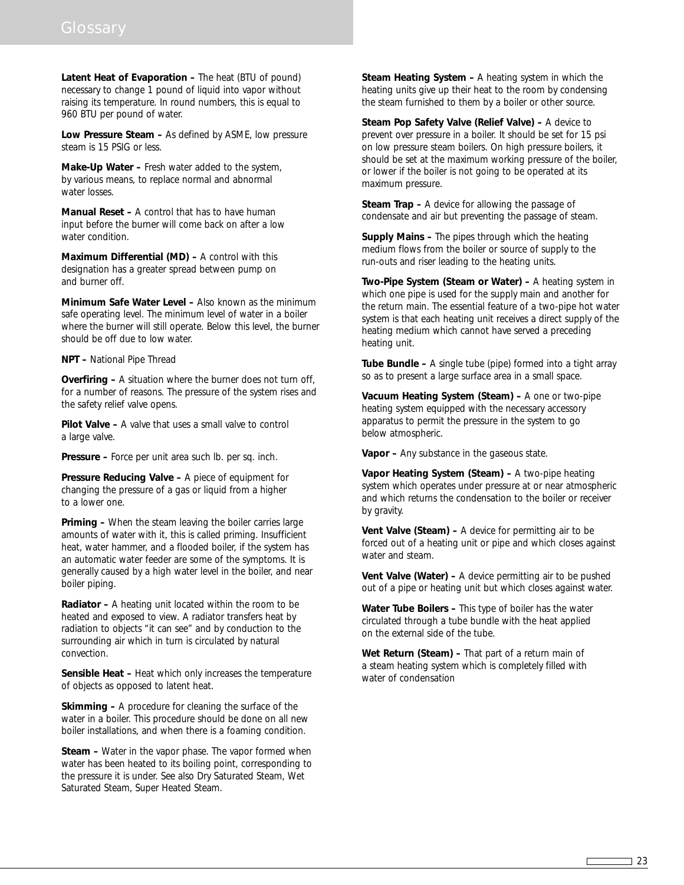# Glossary

**Latent Heat of Evaporation –** The heat (BTU of pound) necessary to change 1 pound of liquid into vapor without raising its temperature. In round numbers, this is equal to 960 BTU per pound of water.

**Low Pressure Steam –** As defined by ASME, low pressure steam is 15 PSIG or less.

**Make-Up Water –** Fresh water added to the system, by various means, to replace normal and abnormal water losses.

**Manual Reset –** A control that has to have human input before the burner will come back on after a low water condition.

**Maximum Differential (MD) –** A control with this designation has a greater spread between pump on and burner off.

**Minimum Safe Water Level –** Also known as the minimum safe operating level. The minimum level of water in a boiler where the burner will still operate. Below this level, the burner should be off due to low water.

**NPT –** National Pipe Thread

**Overfiring –** A situation where the burner does not turn off, for a number of reasons. The pressure of the system rises and the safety relief valve opens.

**Pilot Valve –** A valve that uses a small valve to control a large valve.

**Pressure –** Force per unit area such lb. per sq. inch.

**Pressure Reducing Valve –** A piece of equipment for changing the pressure of a gas or liquid from a higher to a lower one.

**Priming –** When the steam leaving the boiler carries large amounts of water with it, this is called priming. Insufficient heat, water hammer, and a flooded boiler, if the system has an automatic water feeder are some of the symptoms. It is generally caused by a high water level in the boiler, and near boiler piping.

**Radiator –** A heating unit located within the room to be heated and exposed to view. A radiator transfers heat by radiation to objects "it can see" and by conduction to the surrounding air which in turn is circulated by natural convection.

**Sensible Heat –** Heat which only increases the temperature of objects as opposed to latent heat.

**Skimming –** A procedure for cleaning the surface of the water in a boiler. This procedure should be done on all new boiler installations, and when there is a foaming condition.

**Steam –** Water in the vapor phase. The vapor formed when water has been heated to its boiling point, corresponding to the pressure it is under. See also Dry Saturated Steam, Wet Saturated Steam, Super Heated Steam.

**Steam Heating System –** A heating system in which the heating units give up their heat to the room by condensing the steam furnished to them by a boiler or other source.

**Steam Pop Safety Valve (Relief Valve) –** A device to prevent over pressure in a boiler. It should be set for 15 psi on low pressure steam boilers. On high pressure boilers, it should be set at the maximum working pressure of the boiler, or lower if the boiler is not going to be operated at its maximum pressure.

**Steam Trap –** A device for allowing the passage of condensate and air but preventing the passage of steam.

**Supply Mains –** The pipes through which the heating medium flows from the boiler or source of supply to the run-outs and riser leading to the heating units.

**Two-Pipe System (Steam or Water) –** A heating system in which one pipe is used for the supply main and another for the return main. The essential feature of a two-pipe hot water system is that each heating unit receives a direct supply of the heating medium which cannot have served a preceding heating unit.

**Tube Bundle –** A single tube (pipe) formed into a tight array so as to present a large surface area in a small space.

**Vacuum Heating System (Steam) –** A one or two-pipe heating system equipped with the necessary accessory apparatus to permit the pressure in the system to go below atmospheric.

**Vapor –** Any substance in the gaseous state.

**Vapor Heating System (Steam) –** A two-pipe heating system which operates under pressure at or near atmospheric and which returns the condensation to the boiler or receiver by gravity.

**Vent Valve (Steam) –** A device for permitting air to be forced out of a heating unit or pipe and which closes against water and steam.

**Vent Valve (Water) –** A device permitting air to be pushed out of a pipe or heating unit but which closes against water.

**Water Tube Boilers –** This type of boiler has the water circulated through a tube bundle with the heat applied on the external side of the tube.

**Wet Return (Steam) –** That part of a return main of a steam heating system which is completely filled with water of condensation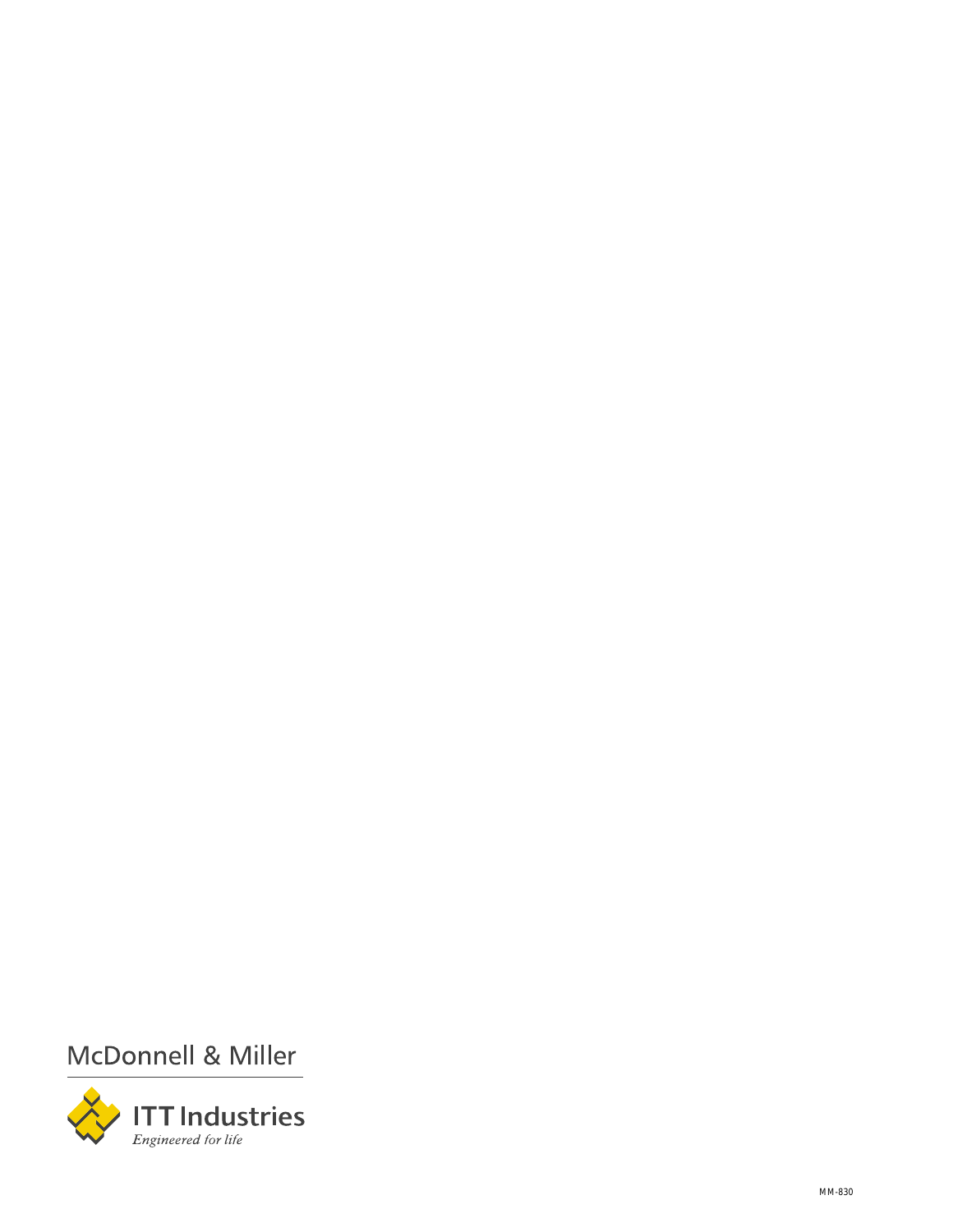McDonnell & Miller

ITT Industries

*Engineered for life*

MM-830